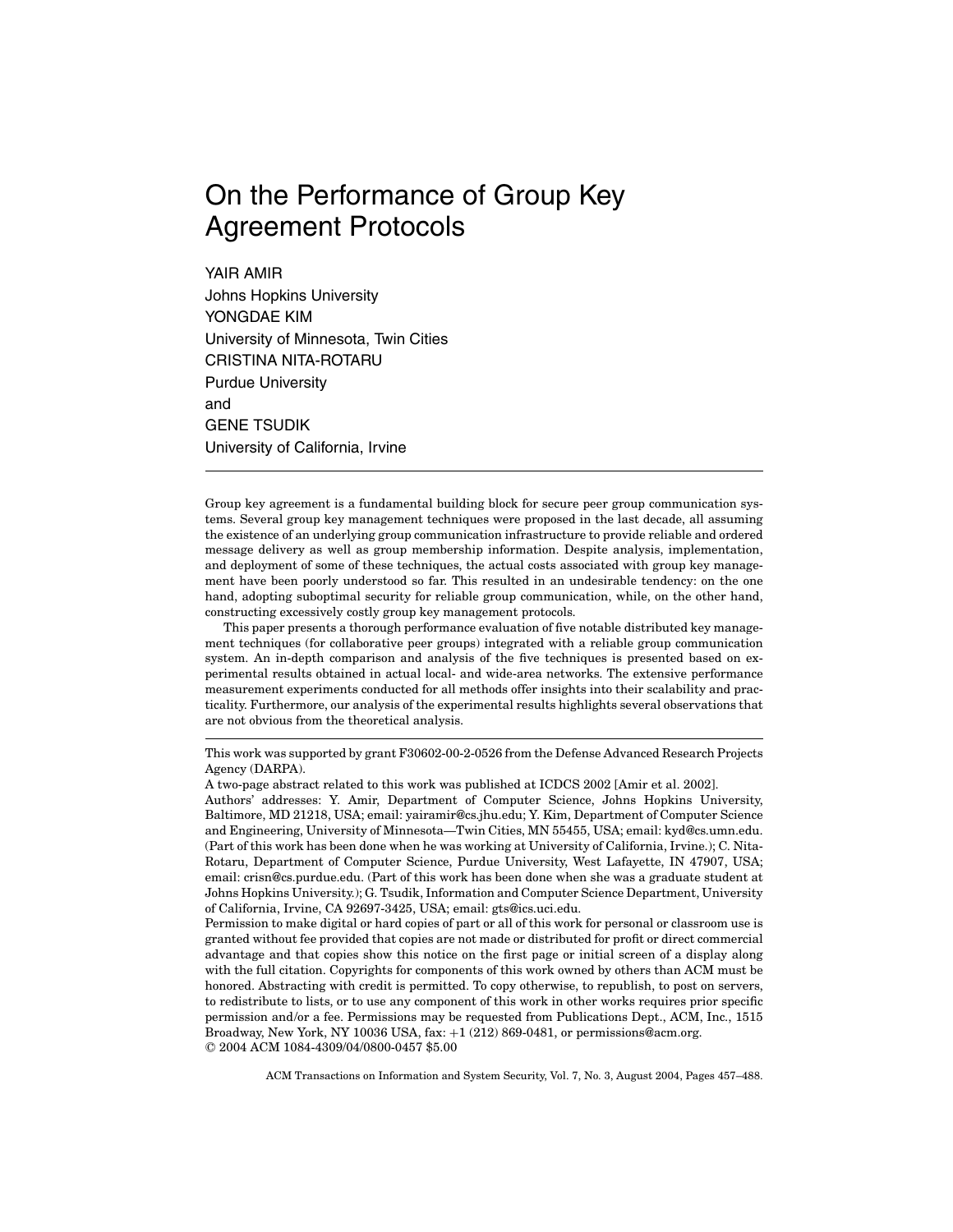# On the Performance of Group Key Agreement Protocols

YAIR AMIR
Johns Hopkins University
YONGDAE KIM
University of Minnesota, Twin Cities
CRISTINA NITA-ROTARU
Purdue University
and
GENE TSUDIK
University of California, Irvine

---

Group key agreement is a fundamental building block for secure peer group communication systems. Several group key management techniques were proposed in the last decade, all assuming the existence of an underlying group communication infrastructure to provide reliable and ordered message delivery as well as group membership information. Despite analysis, implementation, and deployment of some of these techniques, the actual costs associated with group key management have been poorly understood so far. This resulted in an undesirable tendency: on the one hand, adopting suboptimal security for reliable group communication, while, on the other hand, constructing excessively costly group key management protocols.

This paper presents a thorough performance evaluation of five notable distributed key management techniques (for collaborative peer groups) integrated with a reliable group communication system. An in-depth comparison and analysis of the five techniques is presented based on experimental results obtained in actual local- and wide-area networks. The extensive performance measurement experiments conducted for all methods offer insights into their scalability and practicality. Furthermore, our analysis of the experimental results highlights several observations that are not obvious from the theoretical analysis.

---

This work was supported by grant F30602-00-2-0526 from the Defense Advanced Research Projects Agency (DARPA).

A two-page abstract related to this work was published at ICDCS 2002 [Amir et al. 2002].

Authors' addresses: Y. Amir, Department of Computer Science, Johns Hopkins University, Baltimore, MD 21218, USA; email: yairamir@cs.jhu.edu; Y. Kim, Department of Computer Science and Engineering, University of Minnesota—Twin Cities, MN 55455, USA; email: kyd@cs.umn.edu. (Part of this work has been done when he was working at University of California, Irvine.); C. Nita-Rotaru, Department of Computer Science, Purdue University, West Lafayette, IN 47907, USA; email: crisn@cs.purdue.edu. (Part of this work has been done when she was a graduate student at Johns Hopkins University.); G. Tsudik, Information and Computer Science Department, University of California, Irvine, CA 92697-3425, USA; email: gts@ics.uci.edu.

Permission to make digital or hard copies of part or all of this work for personal or classroom use is granted without fee provided that copies are not made or distributed for profit or direct commercial advantage and that copies show this notice on the first page or initial screen of a display along with the full citation. Copyrights for components of this work owned by others than ACM must be honored. Abstracting with credit is permitted. To copy otherwise, to republish, to post on servers, to redistribute to lists, or to use any component of this work in other works requires prior specific permission and/or a fee. Permissions may be requested from Publications Dept., ACM, Inc., 1515 Broadway, New York, NY 10036 USA, fax: +1 (212) 869-0481, or permissions@acm.org.
© 2004 ACM 1084-4309/04/0800-0457 $5.00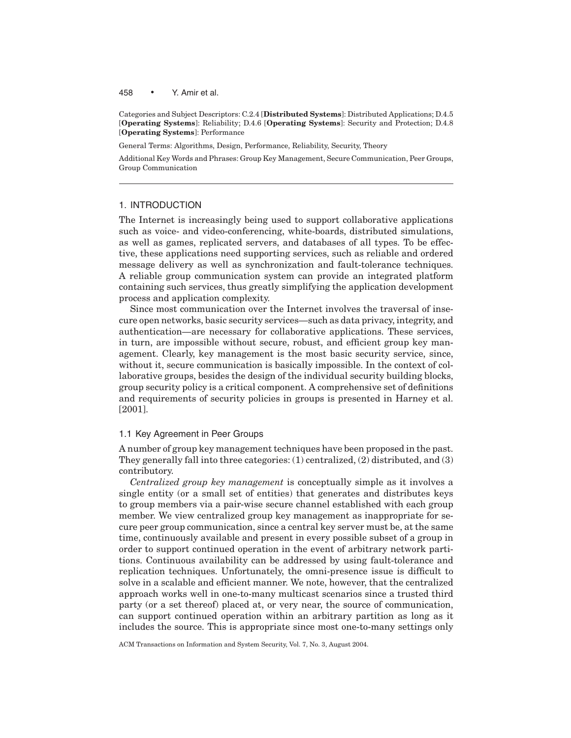Categories and Subject Descriptors: C.2.4 [**Distributed Systems**]: Distributed Applications; D.4.5 [**Operating Systems**]: Reliability; D.4.6 [**Operating Systems**]: Security and Protection; D.4.8 [**Operating Systems**]: Performance

General Terms: Algorithms, Design, Performance, Reliability, Security, Theory

Additional Key Words and Phrases: Group Key Management, Secure Communication, Peer Groups, Group Communication

## 1. INTRODUCTION

The Internet is increasingly being used to support collaborative applications such as voice- and video-conferencing, white-boards, distributed simulations, as well as games, replicated servers, and databases of all types. To be effective, these applications need supporting services, such as reliable and ordered message delivery as well as synchronization and fault-tolerance techniques. A reliable group communication system can provide an integrated platform containing such services, thus greatly simplifying the application development process and application complexity.

Since most communication over the Internet involves the traversal of insecure open networks, basic security services—such as data privacy, integrity, and authentication—are necessary for collaborative applications. These services, in turn, are impossible without secure, robust, and efficient group key management. Clearly, key management is the most basic security service, since, without it, secure communication is basically impossible. In the context of collaborative groups, besides the design of the individual security building blocks, group security policy is a critical component. A comprehensive set of definitions and requirements of security policies in groups is presented in Harney et al. [2001].

### 1.1 Key Agreement in Peer Groups

A number of group key management techniques have been proposed in the past. They generally fall into three categories: (1) centralized, (2) distributed, and (3) contributory.

*Centralized group key management* is conceptually simple as it involves a single entity (or a small set of entities) that generates and distributes keys to group members via a pair-wise secure channel established with each group member. We view centralized group key management as inappropriate for secure peer group communication, since a central key server must be, at the same time, continuously available and present in every possible subset of a group in order to support continued operation in the event of arbitrary network partitions. Continuous availability can be addressed by using fault-tolerance and replication techniques. Unfortunately, the omni-presence issue is difficult to solve in a scalable and efficient manner. We note, however, that the centralized approach works well in one-to-many multicast scenarios since a trusted third party (or a set thereof) placed at, or very near, the source of communication, can support continued operation within an arbitrary partition as long as it includes the source. This is appropriate since most one-to-many settings only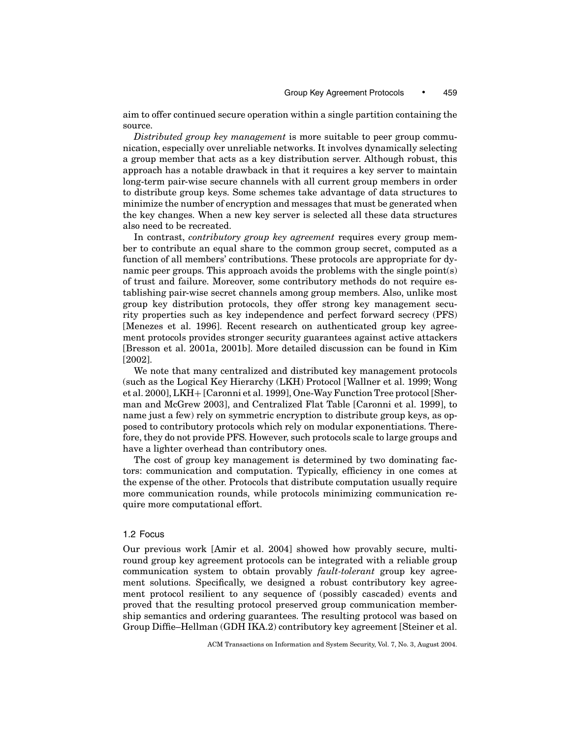aim to offer continued secure operation within a single partition containing the source.

*Distributed group key management* is more suitable to peer group communication, especially over unreliable networks. It involves dynamically selecting a group member that acts as a key distribution server. Although robust, this approach has a notable drawback in that it requires a key server to maintain long-term pair-wise secure channels with all current group members in order to distribute group keys. Some schemes take advantage of data structures to minimize the number of encryption and messages that must be generated when the key changes. When a new key server is selected all these data structures also need to be recreated.

In contrast, *contributory group key agreement* requires every group member to contribute an equal share to the common group secret, computed as a function of all members' contributions. These protocols are appropriate for dynamic peer groups. This approach avoids the problems with the single point(s) of trust and failure. Moreover, some contributory methods do not require establishing pair-wise secret channels among group members. Also, unlike most group key distribution protocols, they offer strong key management security properties such as key independence and perfect forward secrecy (PFS) [Menezes et al. 1996]. Recent research on authenticated group key agreement protocols provides stronger security guarantees against active attackers [Bresson et al. 2001a, 2001b]. More detailed discussion can be found in Kim [2002].

We note that many centralized and distributed key management protocols (such as the Logical Key Hierarchy (LKH) Protocol [Wallner et al. 1999; Wong et al. 2000], LKH+ [Caronni et al. 1999], One-Way Function Tree protocol [Sherman and McGrew 2003], and Centralized Flat Table [Caronni et al. 1999], to name just a few) rely on symmetric encryption to distribute group keys, as opposed to contributory protocols which rely on modular exponentiations. Therefore, they do not provide PFS. However, such protocols scale to large groups and have a lighter overhead than contributory ones.

The cost of group key management is determined by two dominating factors: communication and computation. Typically, efficiency in one comes at the expense of the other. Protocols that distribute computation usually require more communication rounds, while protocols minimizing communication require more computational effort.

### 1.2 Focus

Our previous work [Amir et al. 2004] showed how provably secure, multi-round group key agreement protocols can be integrated with a reliable group communication system to obtain provably *fault-tolerant* group key agreement solutions. Specifically, we designed a robust contributory key agreement protocol resilient to any sequence of (possibly cascaded) events and proved that the resulting protocol preserved group communication membership semantics and ordering guarantees. The resulting protocol was based on Group Diffie–Hellman (GDH IKA.2) contributory key agreement [Steiner et al.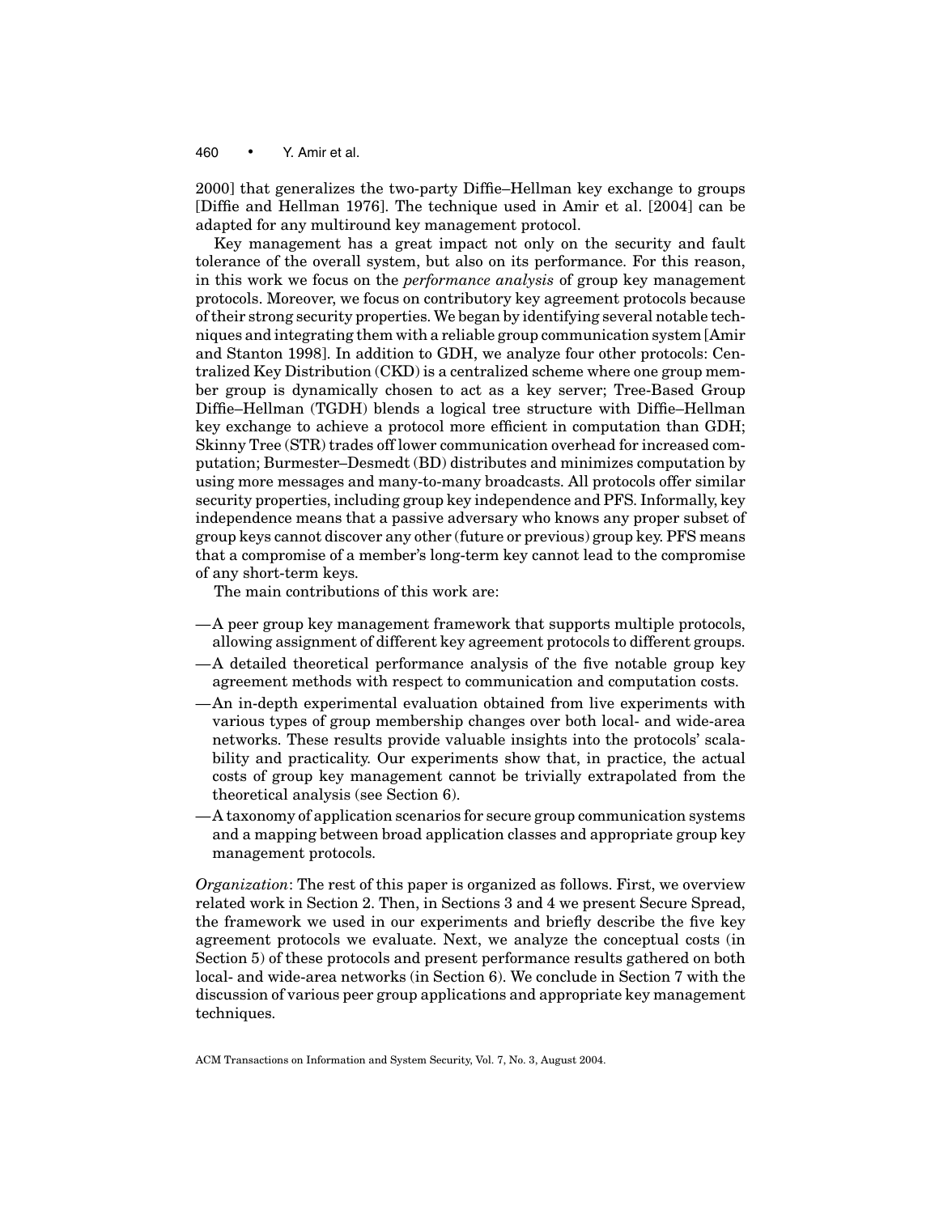2000] that generalizes the two-party Diffie–Hellman key exchange to groups [Diffie and Hellman 1976]. The technique used in Amir et al. [2004] can be adapted for any multiround key management protocol.

Key management has a great impact not only on the security and fault tolerance of the overall system, but also on its performance. For this reason, in this work we focus on the *performance analysis* of group key management protocols. Moreover, we focus on contributory key agreement protocols because of their strong security properties. We began by identifying several notable techniques and integrating them with a reliable group communication system [Amir and Stanton 1998]. In addition to GDH, we analyze four other protocols: Centralized Key Distribution (CKD) is a centralized scheme where one group member group is dynamically chosen to act as a key server; Tree-Based Group Diffie–Hellman (TGDH) blends a logical tree structure with Diffie–Hellman key exchange to achieve a protocol more efficient in computation than GDH; Skinny Tree (STR) trades off lower communication overhead for increased computation; Burmester–Desmedt (BD) distributes and minimizes computation by using more messages and many-to-many broadcasts. All protocols offer similar security properties, including group key independence and PFS. Informally, key independence means that a passive adversary who knows any proper subset of group keys cannot discover any other (future or previous) group key. PFS means that a compromise of a member's long-term key cannot lead to the compromise of any short-term keys.

The main contributions of this work are:

— A peer group key management framework that supports multiple protocols, allowing assignment of different key agreement protocols to different groups.
— A detailed theoretical performance analysis of the five notable group key agreement methods with respect to communication and computation costs.
— An in-depth experimental evaluation obtained from live experiments with various types of group membership changes over both local- and wide-area networks. These results provide valuable insights into the protocols' scalability and practicality. Our experiments show that, in practice, the actual costs of group key management cannot be trivially extrapolated from the theoretical analysis (see Section 6).
— A taxonomy of application scenarios for secure group communication systems and a mapping between broad application classes and appropriate group key management protocols.

*Organization*: The rest of this paper is organized as follows. First, we overview related work in Section 2. Then, in Sections 3 and 4 we present Secure Spread, the framework we used in our experiments and briefly describe the five key agreement protocols we evaluate. Next, we analyze the conceptual costs (in Section 5) of these protocols and present performance results gathered on both local- and wide-area networks (in Section 6). We conclude in Section 7 with the discussion of various peer group applications and appropriate key management techniques.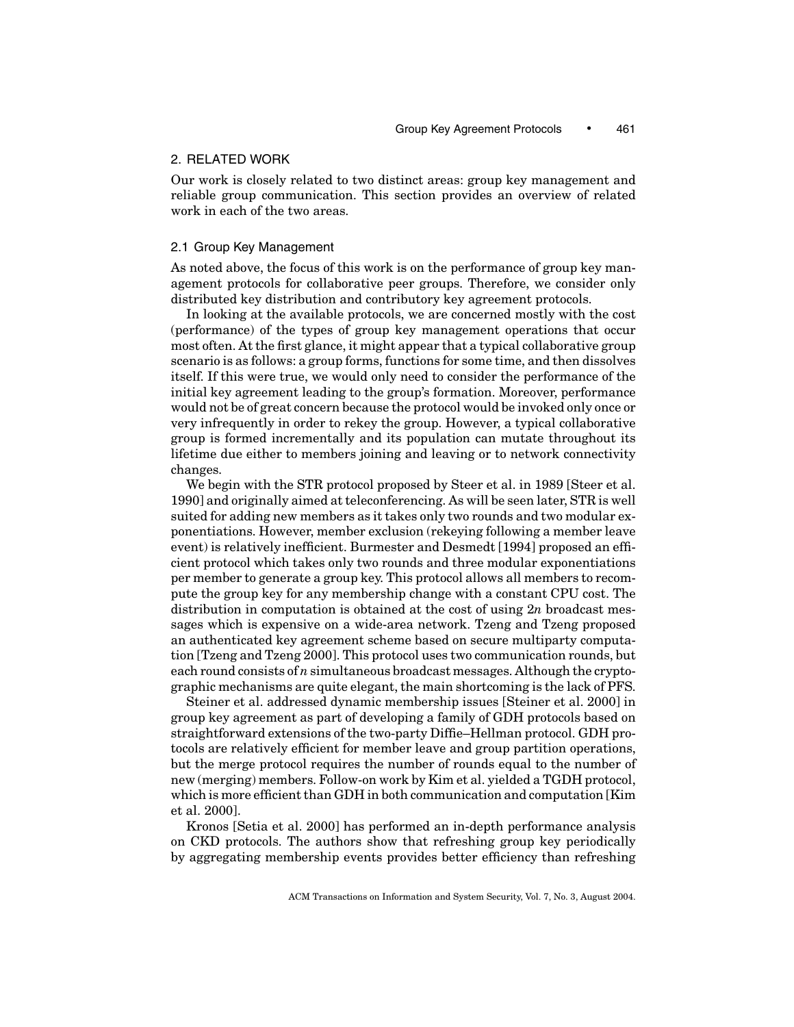## 2. RELATED WORK

Our work is closely related to two distinct areas: group key management and reliable group communication. This section provides an overview of related work in each of the two areas.

### 2.1 Group Key Management

As noted above, the focus of this work is on the performance of group key management protocols for collaborative peer groups. Therefore, we consider only distributed key distribution and contributory key agreement protocols.

In looking at the available protocols, we are concerned mostly with the cost (performance) of the types of group key management operations that occur most often. At the first glance, it might appear that a typical collaborative group scenario is as follows: a group forms, functions for some time, and then dissolves itself. If this were true, we would only need to consider the performance of the initial key agreement leading to the group's formation. Moreover, performance would not be of great concern because the protocol would be invoked only once or very infrequently in order to rekey the group. However, a typical collaborative group is formed incrementally and its population can mutate throughout its lifetime due either to members joining and leaving or to network connectivity changes.

We begin with the STR protocol proposed by Steer et al. in 1989 [Steer et al. 1990] and originally aimed at teleconferencing. As will be seen later, STR is well suited for adding new members as it takes only two rounds and two modular exponentiations. However, member exclusion (rekeying following a member leave event) is relatively inefficient. Burmester and Desmedt [1994] proposed an efficient protocol which takes only two rounds and three modular exponentiations per member to generate a group key. This protocol allows all members to recompute the group key for any membership change with a constant CPU cost. The distribution in computation is obtained at the cost of using $2n$ broadcast messages which is expensive on a wide-area network. Tzeng and Tzeng proposed an authenticated key agreement scheme based on secure multiparty computation [Tzeng and Tzeng 2000]. This protocol uses two communication rounds, but each round consists of $n$ simultaneous broadcast messages. Although the cryptographic mechanisms are quite elegant, the main shortcoming is the lack of PFS.

Steiner et al. addressed dynamic membership issues [Steiner et al. 2000] in group key agreement as part of developing a family of GDH protocols based on straightforward extensions of the two-party Diffie–Hellman protocol. GDH protocols are relatively efficient for member leave and group partition operations, but the merge protocol requires the number of rounds equal to the number of new (merging) members. Follow-on work by Kim et al. yielded a TGDH protocol, which is more efficient than GDH in both communication and computation [Kim et al. 2000].

Kronos [Setia et al. 2000] has performed an in-depth performance analysis on CKD protocols. The authors show that refreshing group key periodically by aggregating membership events provides better efficiency than refreshing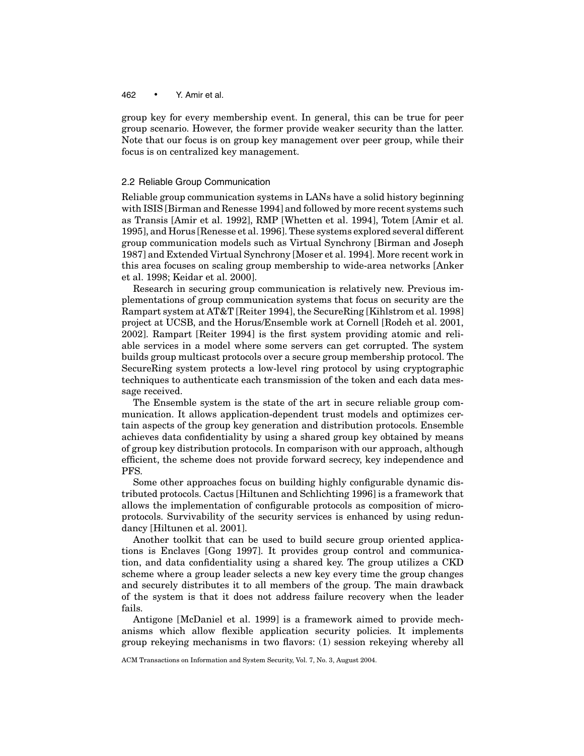group key for every membership event. In general, this can be true for peer group scenario. However, the former provide weaker security than the latter. Note that our focus is on group key management over peer group, while their focus is on centralized key management.

### 2.2 Reliable Group Communication

Reliable group communication systems in LANs have a solid history beginning with ISIS [Birman and Renesse 1994] and followed by more recent systems such as Transis [Amir et al. 1992], RMP [Whetten et al. 1994], Totem [Amir et al. 1995], and Horus [Renesse et al. 1996]. These systems explored several different group communication models such as Virtual Synchrony [Birman and Joseph 1987] and Extended Virtual Synchrony [Moser et al. 1994]. More recent work in this area focuses on scaling group membership to wide-area networks [Anker et al. 1998; Keidar et al. 2000].

Research in securing group communication is relatively new. Previous implementations of group communication systems that focus on security are the Rampart system at AT&T [Reiter 1994], the SecureRing [Kihlstrom et al. 1998] project at UCSB, and the Horus/Ensemble work at Cornell [Rodeh et al. 2001, 2002]. Rampart [Reiter 1994] is the first system providing atomic and reliable services in a model where some servers can get corrupted. The system builds group multicast protocols over a secure group membership protocol. The SecureRing system protects a low-level ring protocol by using cryptographic techniques to authenticate each transmission of the token and each data message received.

The Ensemble system is the state of the art in secure reliable group communication. It allows application-dependent trust models and optimizes certain aspects of the group key generation and distribution protocols. Ensemble achieves data confidentiality by using a shared group key obtained by means of group key distribution protocols. In comparison with our approach, although efficient, the scheme does not provide forward secrecy, key independence and PFS.

Some other approaches focus on building highly configurable dynamic distributed protocols. Cactus [Hiltunen and Schlichting 1996] is a framework that allows the implementation of configurable protocols as composition of micro-protocols. Survivability of the security services is enhanced by using redundancy [Hiltunen et al. 2001].

Another toolkit that can be used to build secure group oriented applications is Enclaves [Gong 1997]. It provides group control and communication, and data confidentiality using a shared key. The group utilizes a CKD scheme where a group leader selects a new key every time the group changes and securely distributes it to all members of the group. The main drawback of the system is that it does not address failure recovery when the leader fails.

Antigone [McDaniel et al. 1999] is a framework aimed to provide mechanisms which allow flexible application security policies. It implements group rekeying mechanisms in two flavors: (1) session rekeying whereby all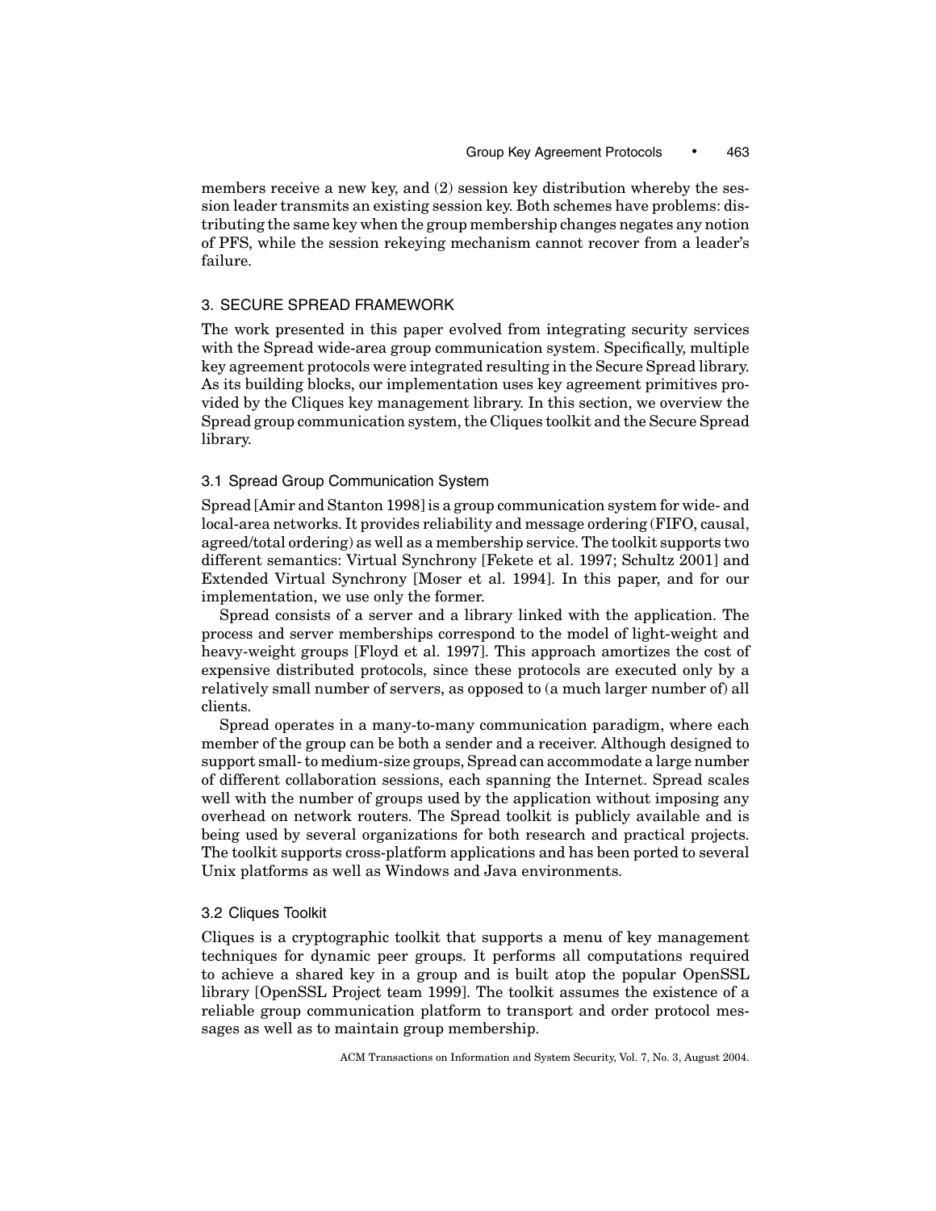members receive a new key, and (2) session key distribution whereby the session leader transmits an existing session key. Both schemes have problems: distributing the same key when the group membership changes negates any notion of PFS, while the session rekeying mechanism cannot recover from a leader's failure.

## 3. SECURE SPREAD FRAMEWORK

The work presented in this paper evolved from integrating security services with the Spread wide-area group communication system. Specifically, multiple key agreement protocols were integrated resulting in the Secure Spread library. As its building blocks, our implementation uses key agreement primitives provided by the Cliques key management library. In this section, we overview the Spread group communication system, the Cliques toolkit and the Secure Spread library.

### 3.1 Spread Group Communication System

Spread [Amir and Stanton 1998] is a group communication system for wide- and local-area networks. It provides reliability and message ordering (FIFO, causal, agreed/total ordering) as well as a membership service. The toolkit supports two different semantics: Virtual Synchrony [Fekete et al. 1997; Schultz 2001] and Extended Virtual Synchrony [Moser et al. 1994]. In this paper, and for our implementation, we use only the former.

Spread consists of a server and a library linked with the application. The process and server memberships correspond to the model of light-weight and heavy-weight groups [Floyd et al. 1997]. This approach amortizes the cost of expensive distributed protocols, since these protocols are executed only by a relatively small number of servers, as opposed to (a much larger number of) all clients.

Spread operates in a many-to-many communication paradigm, where each member of the group can be both a sender and a receiver. Although designed to support small- to medium-size groups, Spread can accommodate a large number of different collaboration sessions, each spanning the Internet. Spread scales well with the number of groups used by the application without imposing any overhead on network routers. The Spread toolkit is publicly available and is being used by several organizations for both research and practical projects. The toolkit supports cross-platform applications and has been ported to several Unix platforms as well as Windows and Java environments.

### 3.2 Cliques Toolkit

Cliques is a cryptographic toolkit that supports a menu of key management techniques for dynamic peer groups. It performs all computations required to achieve a shared key in a group and is built atop the popular OpenSSL library [OpenSSL Project team 1999]. The toolkit assumes the existence of a reliable group communication platform to transport and order protocol messages as well as to maintain group membership.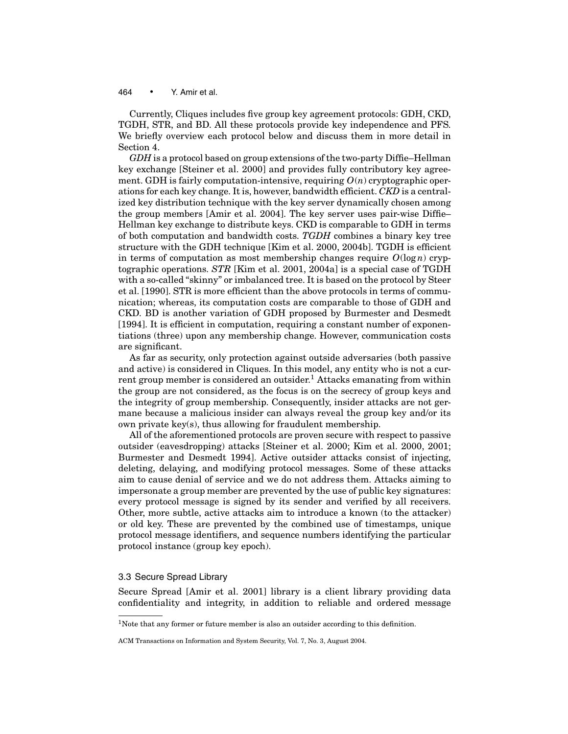Currently, Cliques includes five group key agreement protocols: GDH, CKD, TGDH, STR, and BD. All these protocols provide key independence and PFS. We briefly overview each protocol below and discuss them in more detail in Section 4.

*GDH* is a protocol based on group extensions of the two-party Diffie–Hellman key exchange [Steiner et al. 2000] and provides fully contributory key agreement. GDH is fairly computation-intensive, requiring $O(n)$ cryptographic operations for each key change. It is, however, bandwidth efficient. *CKD* is a centralized key distribution technique with the key server dynamically chosen among the group members [Amir et al. 2004]. The key server uses pair-wise Diffie–Hellman key exchange to distribute keys. CKD is comparable to GDH in terms of both computation and bandwidth costs. *TGDH* combines a binary key tree structure with the GDH technique [Kim et al. 2000, 2004b]. TGDH is efficient in terms of computation as most membership changes require $O(\log n)$ cryptographic operations. *STR* [Kim et al. 2001, 2004a] is a special case of TGDH with a so-called "skinny" or imbalanced tree. It is based on the protocol by Steer et al. [1990]. STR is more efficient than the above protocols in terms of communication; whereas, its computation costs are comparable to those of GDH and CKD. BD is another variation of GDH proposed by Burmester and Desmedt [1994]. It is efficient in computation, requiring a constant number of exponentiations (three) upon any membership change. However, communication costs are significant.

As far as security, only protection against outside adversaries (both passive and active) is considered in Cliques. In this model, any entity who is not a current group member is considered an outsider.[1] Attacks emanating from within the group are not considered, as the focus is on the secrecy of group keys and the integrity of group membership. Consequently, insider attacks are not germane because a malicious insider can always reveal the group key and/or its own private key(s), thus allowing for fraudulent membership.

All of the aforementioned protocols are proven secure with respect to passive outsider (eavesdropping) attacks [Steiner et al. 2000; Kim et al. 2000, 2001; Burmester and Desmedt 1994]. Active outsider attacks consist of injecting, deleting, delaying, and modifying protocol messages. Some of these attacks aim to cause denial of service and we do not address them. Attacks aiming to impersonate a group member are prevented by the use of public key signatures: every protocol message is signed by its sender and verified by all receivers. Other, more subtle, active attacks aim to introduce a known (to the attacker) or old key. These are prevented by the combined use of timestamps, unique protocol message identifiers, and sequence numbers identifying the particular protocol instance (group key epoch).

### 3.3 Secure Spread Library

Secure Spread [Amir et al. 2001] library is a client library providing data confidentiality and integrity, in addition to reliable and ordered message

[1] Note that any former or future member is also an outsider according to this definition.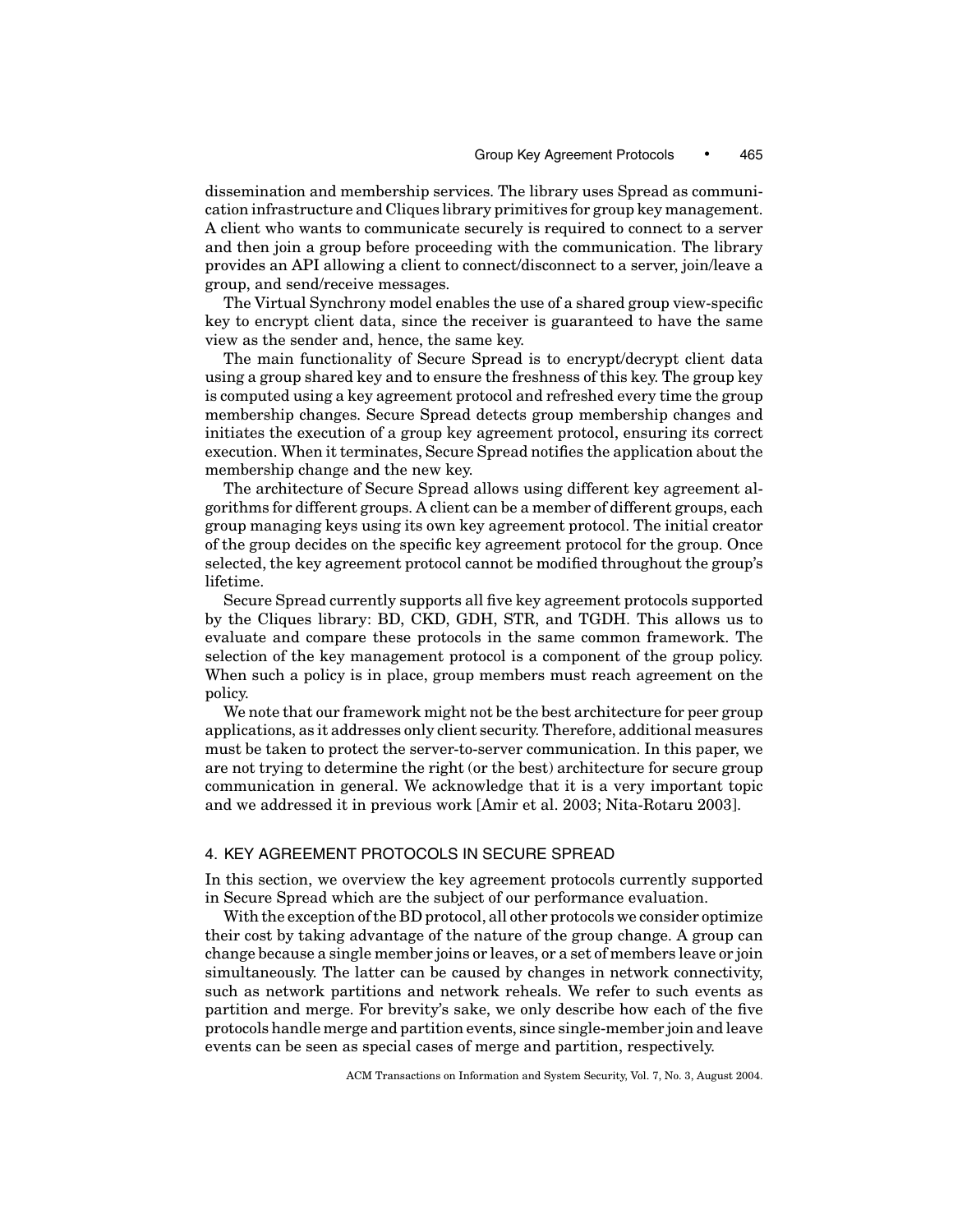dissemination and membership services. The library uses Spread as communication infrastructure and Cliques library primitives for group key management. A client who wants to communicate securely is required to connect to a server and then join a group before proceeding with the communication. The library provides an API allowing a client to connect/disconnect to a server, join/leave a group, and send/receive messages.

The Virtual Synchrony model enables the use of a shared group view-specific key to encrypt client data, since the receiver is guaranteed to have the same view as the sender and, hence, the same key.

The main functionality of Secure Spread is to encrypt/decrypt client data using a group shared key and to ensure the freshness of this key. The group key is computed using a key agreement protocol and refreshed every time the group membership changes. Secure Spread detects group membership changes and initiates the execution of a group key agreement protocol, ensuring its correct execution. When it terminates, Secure Spread notifies the application about the membership change and the new key.

The architecture of Secure Spread allows using different key agreement algorithms for different groups. A client can be a member of different groups, each group managing keys using its own key agreement protocol. The initial creator of the group decides on the specific key agreement protocol for the group. Once selected, the key agreement protocol cannot be modified throughout the group's lifetime.

Secure Spread currently supports all five key agreement protocols supported by the Cliques library: BD, CKD, GDH, STR, and TGDH. This allows us to evaluate and compare these protocols in the same common framework. The selection of the key management protocol is a component of the group policy. When such a policy is in place, group members must reach agreement on the policy.

We note that our framework might not be the best architecture for peer group applications, as it addresses only client security. Therefore, additional measures must be taken to protect the server-to-server communication. In this paper, we are not trying to determine the right (or the best) architecture for secure group communication in general. We acknowledge that it is a very important topic and we addressed it in previous work [Amir et al. 2003; Nita-Rotaru 2003].

## 4. KEY AGREEMENT PROTOCOLS IN SECURE SPREAD

In this section, we overview the key agreement protocols currently supported in Secure Spread which are the subject of our performance evaluation.

With the exception of the BD protocol, all other protocols we consider optimize their cost by taking advantage of the nature of the group change. A group can change because a single member joins or leaves, or a set of members leave or join simultaneously. The latter can be caused by changes in network connectivity, such as network partitions and network reheals. We refer to such events as partition and merge. For brevity's sake, we only describe how each of the five protocols handle merge and partition events, since single-member join and leave events can be seen as special cases of merge and partition, respectively.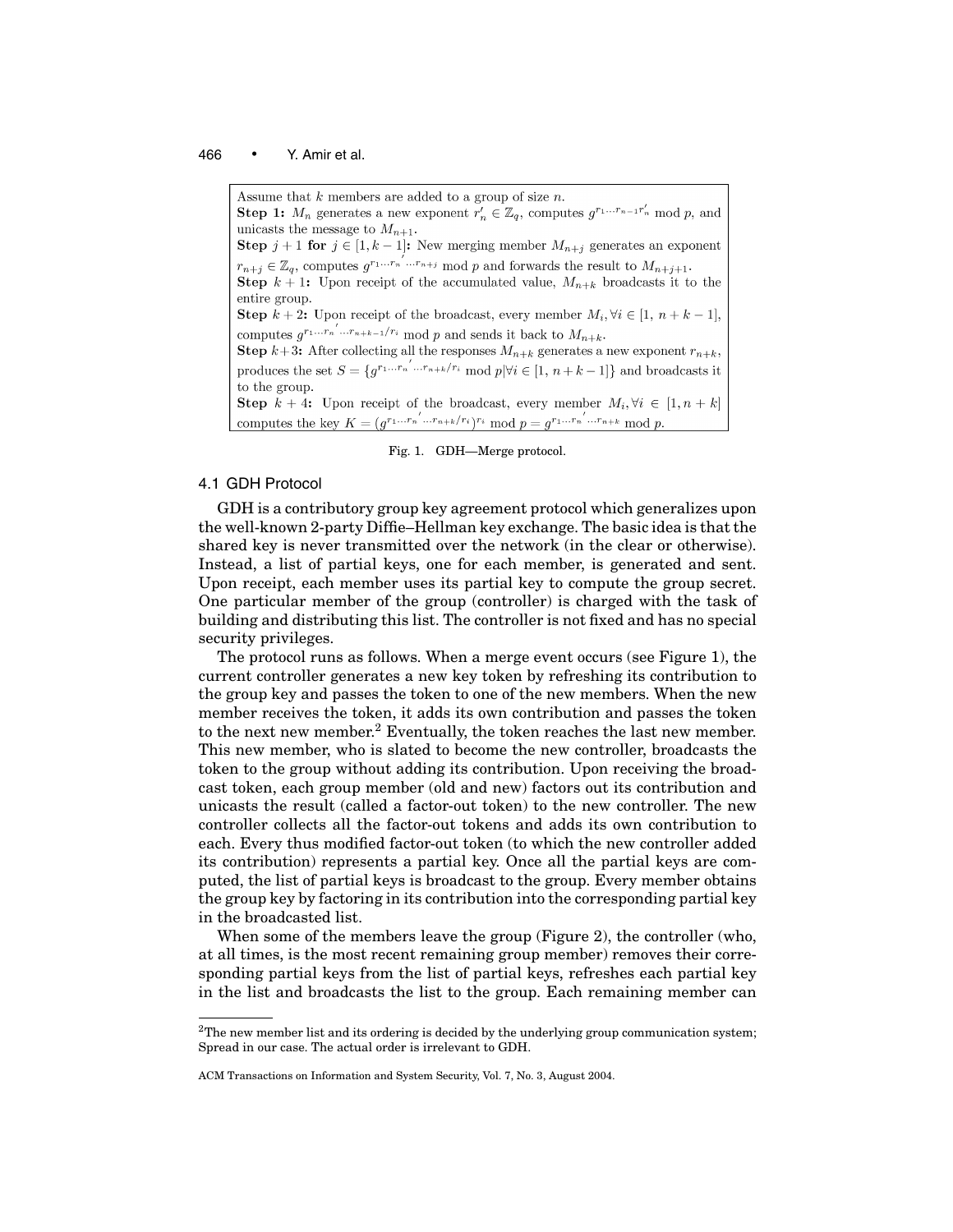Assume that $k$ members are added to a group of size $n$.

**Step 1:** $M_n$ generates a new exponent $r'_n \in \mathbb{Z}_q$, computes $g^{r_1 \ldots r_{n-1} r'_n} \bmod p$, and unicasts the message to $M_{n+1}$.

**Step $j+1$ for $j \in [1, k-1]$:** New merging member $M_{n+j}$ generates an exponent $r_{n+j} \in \mathbb{Z}_q$, computes $g^{r_1 \ldots r_n' \ldots r_{n+j}} \bmod p$ and forwards the result to $M_{n+j+1}$.

**Step $k+1$:** Upon receipt of the accumulated value, $M_{n+k}$ broadcasts it to the entire group.

**Step $k+2$:** Upon receipt of the broadcast, every member $M_i, \forall i \in [1,\, n+k-1]$, computes $g^{r_1 \ldots r_n' \ldots r_{n+k-1}/r_i} \bmod p$ and sends it back to $M_{n+k}$.

**Step $k+3$:** After collecting all the responses $M_{n+k}$ generates a new exponent $r_{n+k}$, produces the set $S = \{g^{r_1 \ldots r_n' \ldots r_{n+k}/r_i} \bmod p | \forall i \in [1,\, n+k-1]\}$ and broadcasts it to the group.

**Step $k+4$:** Upon receipt of the broadcast, every member $M_i, \forall i \in [1, n+k]$ computes the key $K = (g^{r_1 \ldots r_n' \ldots r_{n+k}/r_i})^{r_i} \bmod p = g^{r_1 \ldots r_n' \ldots r_{n+k}} \bmod p$.

Fig. 1. GDH—Merge protocol.

### 4.1 GDH Protocol

GDH is a contributory group key agreement protocol which generalizes upon the well-known 2-party Diffie–Hellman key exchange. The basic idea is that the shared key is never transmitted over the network (in the clear or otherwise). Instead, a list of partial keys, one for each member, is generated and sent. Upon receipt, each member uses its partial key to compute the group secret. One particular member of the group (controller) is charged with the task of building and distributing this list. The controller is not fixed and has no special security privileges.

The protocol runs as follows. When a merge event occurs (see Figure 1), the current controller generates a new key token by refreshing its contribution to the group key and passes the token to one of the new members. When the new member receives the token, it adds its own contribution and passes the token to the next new member.[2] Eventually, the token reaches the last new member. This new member, who is slated to become the new controller, broadcasts the token to the group without adding its contribution. Upon receiving the broadcast token, each group member (old and new) factors out its contribution and unicasts the result (called a factor-out token) to the new controller. The new controller collects all the factor-out tokens and adds its own contribution to each. Every thus modified factor-out token (to which the new controller added its contribution) represents a partial key. Once all the partial keys are computed, the list of partial keys is broadcast to the group. Every member obtains the group key by factoring in its contribution into the corresponding partial key in the broadcasted list.

When some of the members leave the group (Figure 2), the controller (who, at all times, is the most recent remaining group member) removes their corresponding partial keys from the list of partial keys, refreshes each partial key in the list and broadcasts the list to the group. Each remaining member can

[2] The new member list and its ordering is decided by the underlying group communication system; Spread in our case. The actual order is irrelevant to GDH.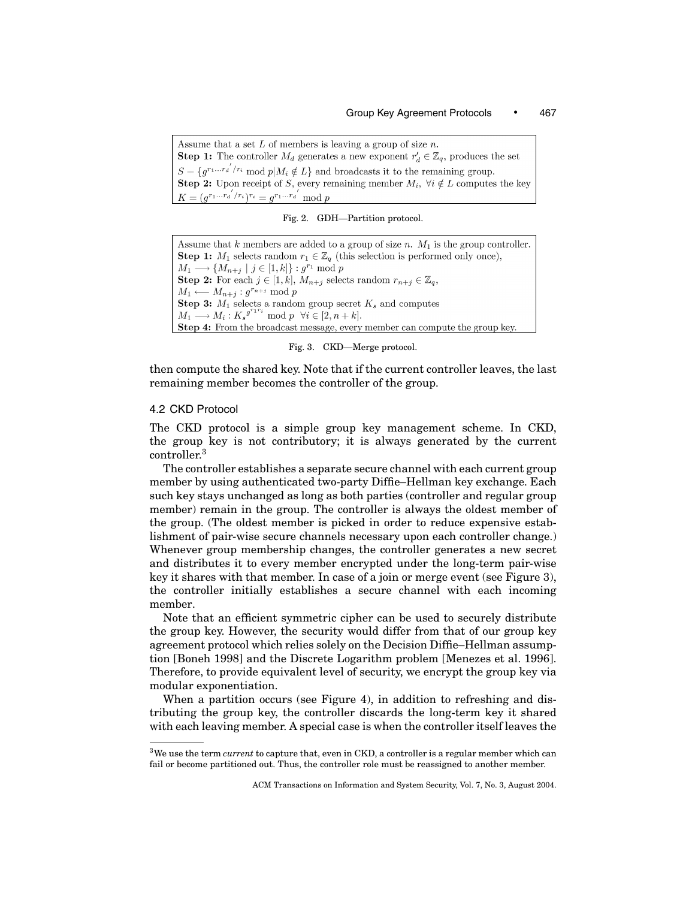Assume that a set $L$ of members is leaving a group of size $n$.
**Step 1:** The controller $M_d$ generates a new exponent $r_d' \in \mathbb{Z}_q$, produces the set $S = \{g^{r_1 \ldots r_d'/r_i} \bmod p | M_i \notin L\}$ and broadcasts it to the remaining group.
**Step 2:** Upon receipt of $S$, every remaining member $M_i$, $\forall i \notin L$ computes the key $K = (g^{r_1 \ldots r_d'/r_i})^{r_i} = g^{r_1 \ldots r_d'} \bmod p$

Fig. 2. GDH—Partition protocol.

Assume that $k$ members are added to a group of size $n$. $M_1$ is the group controller.
**Step 1:** $M_1$ selects random $r_1 \in \mathbb{Z}_q$ (this selection is performed only once), $M_1 \longrightarrow \{M_{n+j} \mid j \in [1,k]\} : g^{r_1} \bmod p$
**Step 2:** For each $j \in [1,k]$, $M_{n+j}$ selects random $r_{n+j} \in \mathbb{Z}_q$, $M_1 \longleftarrow M_{n+j} : g^{r_{n+j}} \bmod p$
**Step 3:** $M_1$ selects a random group secret $K_s$ and computes $M_1 \longrightarrow M_i : K_s{}^{g^{r_1 r_i}} \bmod p \;\; \forall i \in [2, n+k]$.
**Step 4:** From the broadcast message, every member can compute the group key.

Fig. 3. CKD—Merge protocol.

then compute the shared key. Note that if the current controller leaves, the last remaining member becomes the controller of the group.

### 4.2 CKD Protocol

The CKD protocol is a simple group key management scheme. In CKD, the group key is not contributory; it is always generated by the current controller.[3]

The controller establishes a separate secure channel with each current group member by using authenticated two-party Diffie–Hellman key exchange. Each such key stays unchanged as long as both parties (controller and regular group member) remain in the group. The controller is always the oldest member of the group. (The oldest member is picked in order to reduce expensive establishment of pair-wise secure channels necessary upon each controller change.) Whenever group membership changes, the controller generates a new secret and distributes it to every member encrypted under the long-term pair-wise key it shares with that member. In case of a join or merge event (see Figure 3), the controller initially establishes a secure channel with each incoming member.

Note that an efficient symmetric cipher can be used to securely distribute the group key. However, the security would differ from that of our group key agreement protocol which relies solely on the Decision Diffie–Hellman assumption [Boneh 1998] and the Discrete Logarithm problem [Menezes et al. 1996]. Therefore, to provide equivalent level of security, we encrypt the group key via modular exponentiation.

When a partition occurs (see Figure 4), in addition to refreshing and distributing the group key, the controller discards the long-term key it shared with each leaving member. A special case is when the controller itself leaves the

[3]We use the term *current* to capture that, even in CKD, a controller is a regular member which can fail or become partitioned out. Thus, the controller role must be reassigned to another member.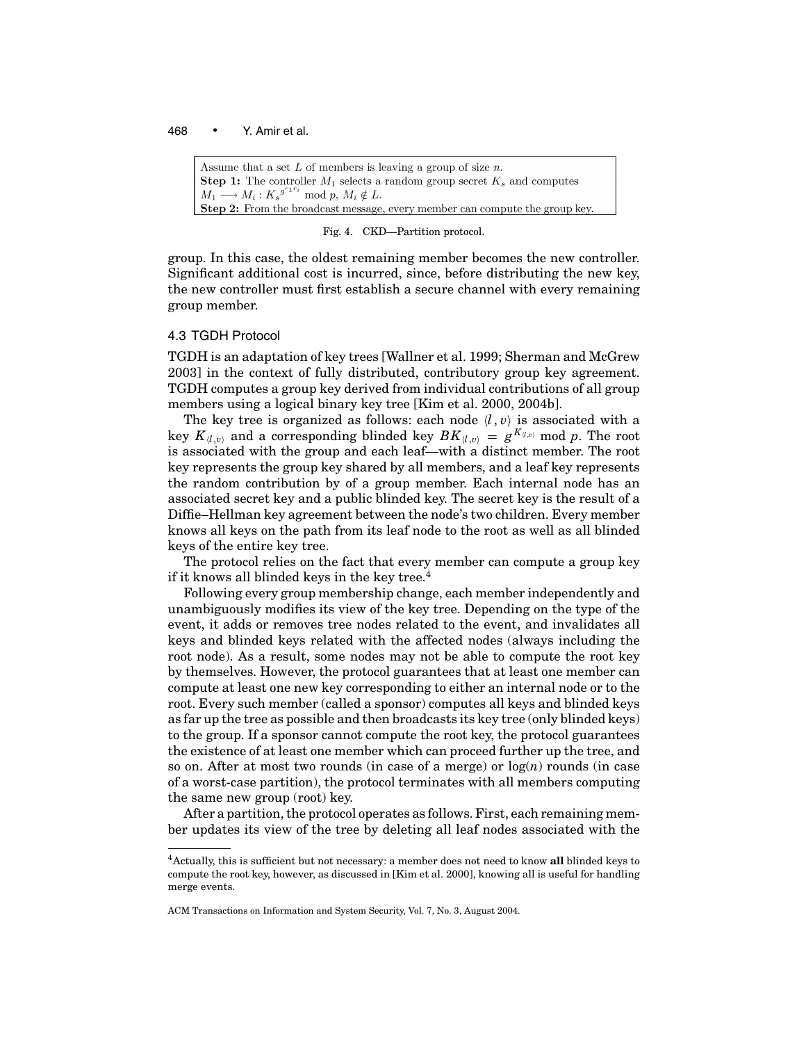Assume that a set $L$ of members is leaving a group of size $n$.
**Step 1:** The controller $M_1$ selects a random group secret $K_s$ and computes $M_1 \longrightarrow M_i : {K_s}^{g^{r_1 r_i}} \bmod p,\ M_i \notin L.$
**Step 2:** From the broadcast message, every member can compute the group key.

Fig. 4. CKD—Partition protocol.

group. In this case, the oldest remaining member becomes the new controller. Significant additional cost is incurred, since, before distributing the new key, the new controller must first establish a secure channel with every remaining group member.

### 4.3 TGDH Protocol

TGDH is an adaptation of key trees [Wallner et al. 1999; Sherman and McGrew 2003] in the context of fully distributed, contributory group key agreement. TGDH computes a group key derived from individual contributions of all group members using a logical binary key tree [Kim et al. 2000, 2004b].

The key tree is organized as follows: each node $\langle l, v \rangle$ is associated with a key $K_{\langle l,v \rangle}$ and a corresponding blinded key $BK_{\langle l,v \rangle} = g^{K_{\langle l,v \rangle}} \bmod p$. The root is associated with the group and each leaf—with a distinct member. The root key represents the group key shared by all members, and a leaf key represents the random contribution by of a group member. Each internal node has an associated secret key and a public blinded key. The secret key is the result of a Diffie–Hellman key agreement between the node's two children. Every member knows all keys on the path from its leaf node to the root as well as all blinded keys of the entire key tree.

The protocol relies on the fact that every member can compute a group key if it knows all blinded keys in the key tree.[4]

Following every group membership change, each member independently and unambiguously modifies its view of the key tree. Depending on the type of the event, it adds or removes tree nodes related to the event, and invalidates all keys and blinded keys related with the affected nodes (always including the root node). As a result, some nodes may not be able to compute the root key by themselves. However, the protocol guarantees that at least one member can compute at least one new key corresponding to either an internal node or to the root. Every such member (called a sponsor) computes all keys and blinded keys as far up the tree as possible and then broadcasts its key tree (only blinded keys) to the group. If a sponsor cannot compute the root key, the protocol guarantees the existence of at least one member which can proceed further up the tree, and so on. After at most two rounds (in case of a merge) or $\log(n)$ rounds (in case of a worst-case partition), the protocol terminates with all members computing the same new group (root) key.

After a partition, the protocol operates as follows. First, each remaining member updates its view of the tree by deleting all leaf nodes associated with the

[4] Actually, this is sufficient but not necessary: a member does not need to know **all** blinded keys to compute the root key, however, as discussed in [Kim et al. 2000], knowing all is useful for handling merge events.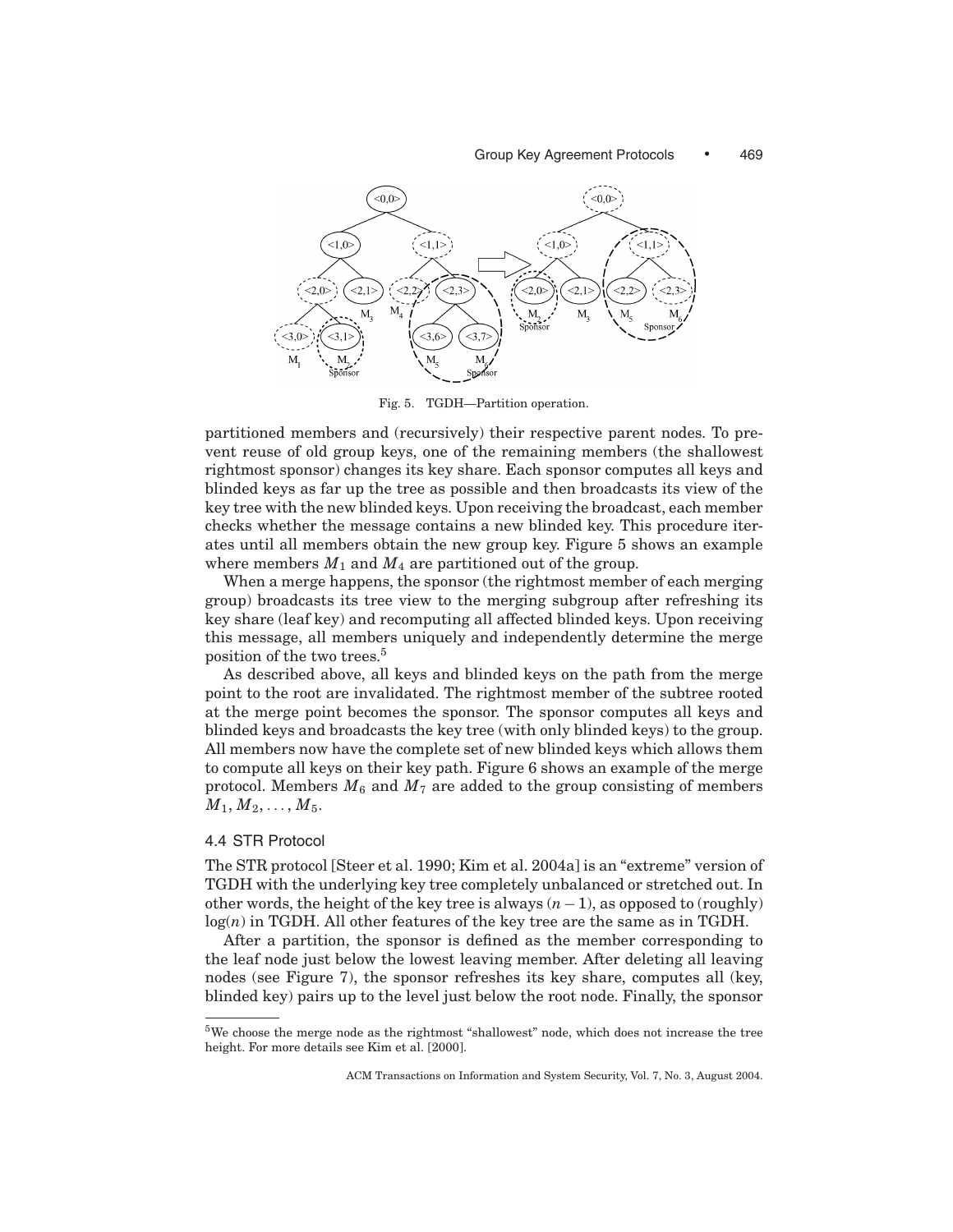Fig. 5. TGDH—Partition operation.

partitioned members and (recursively) their respective parent nodes. To prevent reuse of old group keys, one of the remaining members (the shallowest rightmost sponsor) changes its key share. Each sponsor computes all keys and blinded keys as far up the tree as possible and then broadcasts its view of the key tree with the new blinded keys. Upon receiving the broadcast, each member checks whether the message contains a new blinded key. This procedure iterates until all members obtain the new group key. Figure 5 shows an example where members $M_1$ and $M_4$ are partitioned out of the group.

When a merge happens, the sponsor (the rightmost member of each merging group) broadcasts its tree view to the merging subgroup after refreshing its key share (leaf key) and recomputing all affected blinded keys. Upon receiving this message, all members uniquely and independently determine the merge position of the two trees.[5]

As described above, all keys and blinded keys on the path from the merge point to the root are invalidated. The rightmost member of the subtree rooted at the merge point becomes the sponsor. The sponsor computes all keys and blinded keys and broadcasts the key tree (with only blinded keys) to the group. All members now have the complete set of new blinded keys which allows them to compute all keys on their key path. Figure 6 shows an example of the merge protocol. Members $M_6$ and $M_7$ are added to the group consisting of members $M_1, M_2, \ldots, M_5$.

### 4.4 STR Protocol

The STR protocol [Steer et al. 1990; Kim et al. 2004a] is an "extreme" version of TGDH with the underlying key tree completely unbalanced or stretched out. In other words, the height of the key tree is always $(n-1)$, as opposed to (roughly) $\log(n)$ in TGDH. All other features of the key tree are the same as in TGDH.

After a partition, the sponsor is defined as the member corresponding to the leaf node just below the lowest leaving member. After deleting all leaving nodes (see Figure 7), the sponsor refreshes its key share, computes all (key, blinded key) pairs up to the level just below the root node. Finally, the sponsor

[5]We choose the merge node as the rightmost "shallowest" node, which does not increase the tree height. For more details see Kim et al. [2000].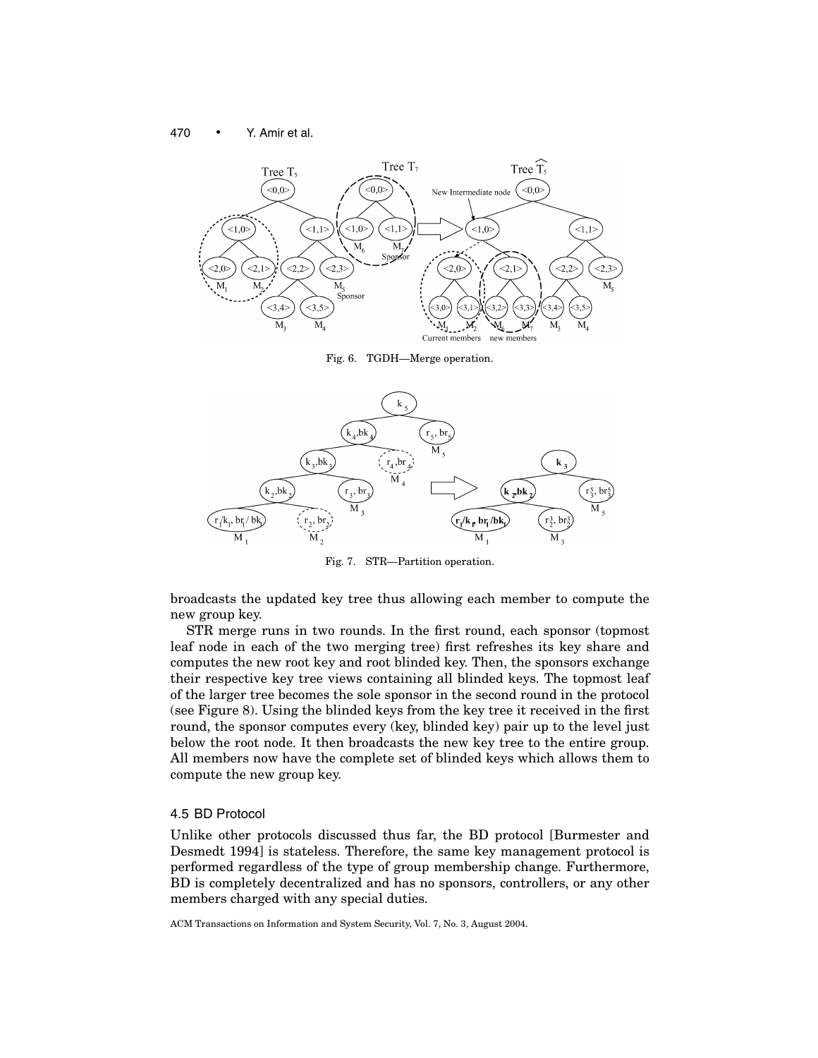Fig. 6. TGDH—Merge operation.

Fig. 7. STR—Partition operation.

broadcasts the updated key tree thus allowing each member to compute the new group key.

STR merge runs in two rounds. In the first round, each sponsor (topmost leaf node in each of the two merging tree) first refreshes its key share and computes the new root key and root blinded key. Then, the sponsors exchange their respective key tree views containing all blinded keys. The topmost leaf of the larger tree becomes the sole sponsor in the second round in the protocol (see Figure 8). Using the blinded keys from the key tree it received in the first round, the sponsor computes every (key, blinded key) pair up to the level just below the root node. It then broadcasts the new key tree to the entire group. All members now have the complete set of blinded keys which allows them to compute the new group key.

### 4.5 BD Protocol

Unlike other protocols discussed thus far, the BD protocol [Burmester and Desmedt 1994] is stateless. Therefore, the same key management protocol is performed regardless of the type of group membership change. Furthermore, BD is completely decentralized and has no sponsors, controllers, or any other members charged with any special duties.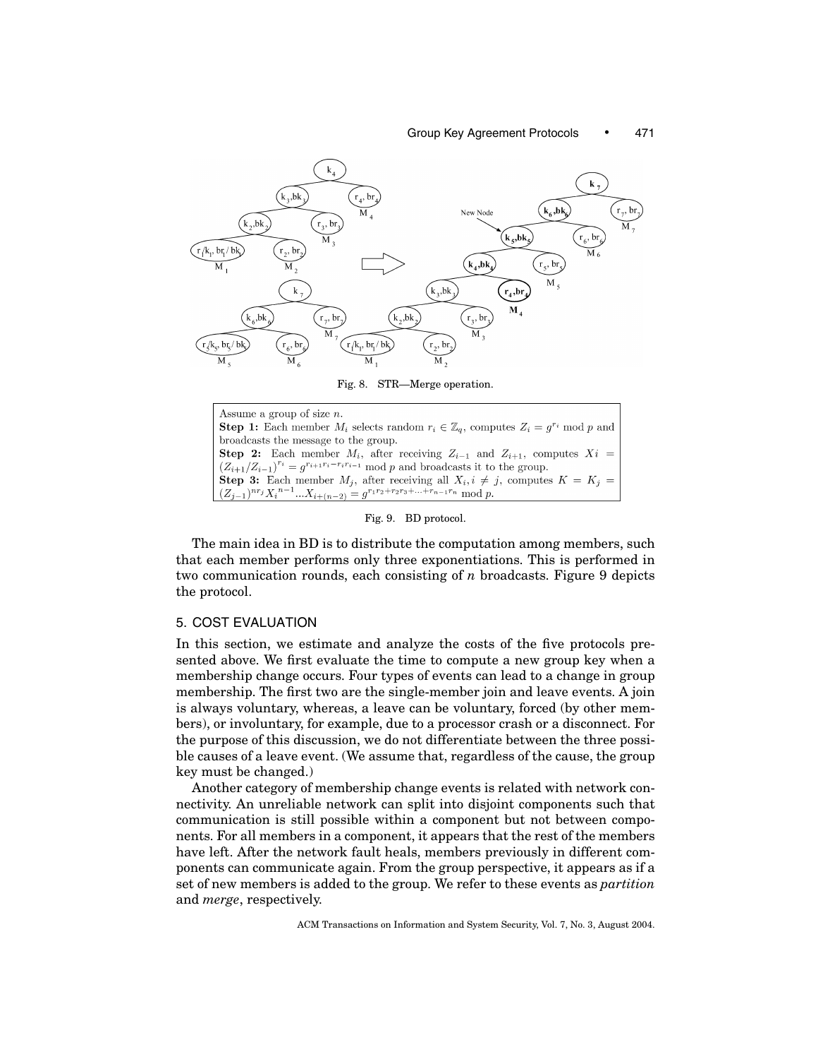Fig. 8. STR—Merge operation.

Assume a group of size $n$.

**Step 1:** Each member $M_i$ selects random $r_i \in \mathbb{Z}_q$, computes $Z_i = g^{r_i} \bmod p$ and broadcasts the message to the group.

**Step 2:** Each member $M_i$, after receiving $Z_{i-1}$ and $Z_{i+1}$, computes $Xi = (Z_{i+1}/Z_{i-1})^{r_i} = g^{r_{i+1}r_i - r_i r_{i-1}} \bmod p$ and broadcasts it to the group.

**Step 3:** Each member $M_j$, after receiving all $X_i, i \neq j$, computes $K = K_j = (Z_{j-1})^{nr_j} X_i{}^{n-1} ... X_{i+(n-2)} = g^{r_1 r_2 + r_2 r_3 + ... + r_{n-1} r_n} \bmod p$.

Fig. 9. BD protocol.

The main idea in BD is to distribute the computation among members, such that each member performs only three exponentiations. This is performed in two communication rounds, each consisting of $n$ broadcasts. Figure 9 depicts the protocol.

## 5. COST EVALUATION

In this section, we estimate and analyze the costs of the five protocols presented above. We first evaluate the time to compute a new group key when a membership change occurs. Four types of events can lead to a change in group membership. The first two are the single-member join and leave events. A join is always voluntary, whereas, a leave can be voluntary, forced (by other members), or involuntary, for example, due to a processor crash or a disconnect. For the purpose of this discussion, we do not differentiate between the three possible causes of a leave event. (We assume that, regardless of the cause, the group key must be changed.)

Another category of membership change events is related with network connectivity. An unreliable network can split into disjoint components such that communication is still possible within a component but not between components. For all members in a component, it appears that the rest of the members have left. After the network fault heals, members previously in different components can communicate again. From the group perspective, it appears as if a set of new members is added to the group. We refer to these events as *partition* and *merge*, respectively.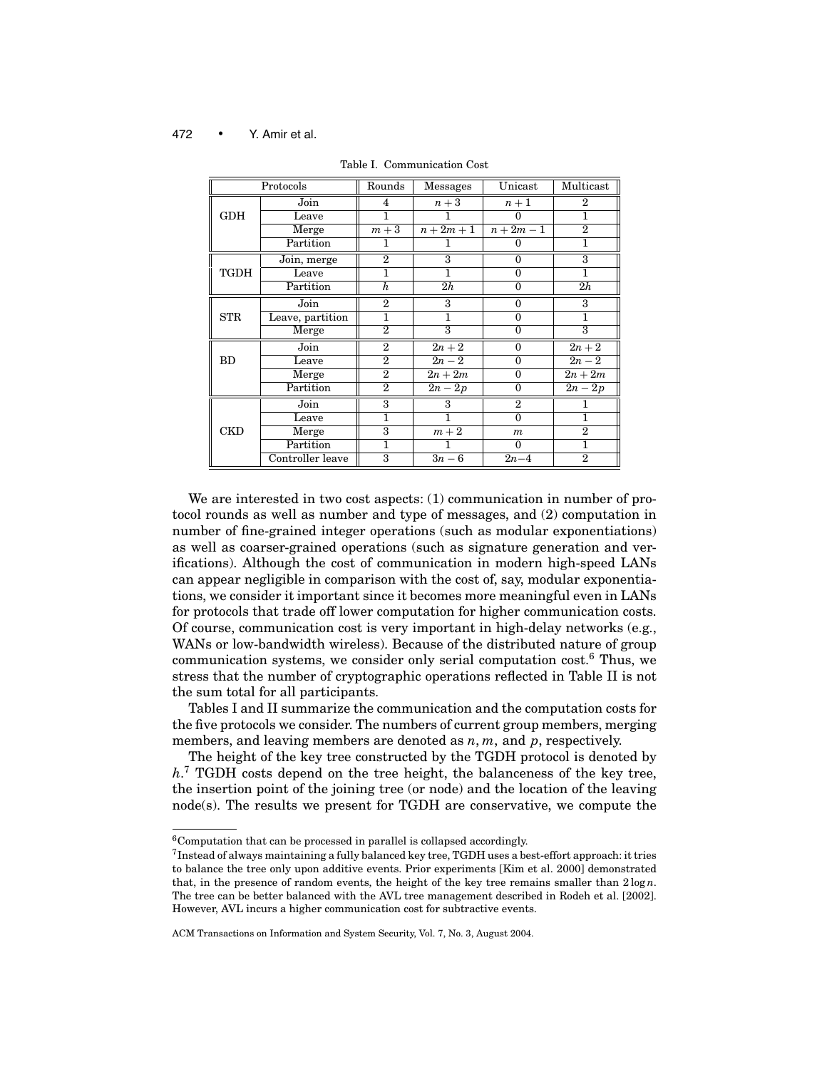Table I. Communication Cost

| Protocols | | Rounds | Messages | Unicast | Multicast |
|---|---|---|---|---|---|
| GDH | Join | 4 | $n+3$ | $n+1$ | 2 |
| | Leave | 1 | 1 | 0 | 1 |
| | Merge | $m+3$ | $n+2m+1$ | $n+2m-1$ | 2 |
| | Partition | 1 | 1 | 0 | 1 |
| TGDH | Join, merge | 2 | 3 | 0 | 3 |
| | Leave | 1 | 1 | 0 | 1 |
| | Partition | $h$ | $2h$ | 0 | $2h$ |
| STR | Join | 2 | 3 | 0 | 3 |
| | Leave, partition | 1 | 1 | 0 | 1 |
| | Merge | 2 | 3 | 0 | 3 |
| BD | Join | 2 | $2n+2$ | 0 | $2n+2$ |
| | Leave | 2 | $2n-2$ | 0 | $2n-2$ |
| | Merge | 2 | $2n+2m$ | 0 | $2n+2m$ |
| | Partition | 2 | $2n-2p$ | 0 | $2n-2p$ |
| CKD | Join | 3 | 3 | 2 | 1 |
| | Leave | 1 | 1 | 0 | 1 |
| | Merge | 3 | $m+2$ | $m$ | 2 |
| | Partition | 1 | 1 | 0 | 1 |
| | Controller leave | 3 | $3n-6$ | $2n-4$ | 2 |

We are interested in two cost aspects: (1) communication in number of protocol rounds as well as number and type of messages, and (2) computation in number of fine-grained integer operations (such as modular exponentiations) as well as coarser-grained operations (such as signature generation and verifications). Although the cost of communication in modern high-speed LANs can appear negligible in comparison with the cost of, say, modular exponentiations, we consider it important since it becomes more meaningful even in LANs for protocols that trade off lower computation for higher communication costs. Of course, communication cost is very important in high-delay networks (e.g., WANs or low-bandwidth wireless). Because of the distributed nature of group communication systems, we consider only serial computation cost.[6] Thus, we stress that the number of cryptographic operations reflected in Table II is not the sum total for all participants.

Tables I and II summarize the communication and the computation costs for the five protocols we consider. The numbers of current group members, merging members, and leaving members are denoted as $n, m$, and $p$, respectively.

The height of the key tree constructed by the TGDH protocol is denoted by $h$.[7] TGDH costs depend on the tree height, the balanceness of the key tree, the insertion point of the joining tree (or node) and the location of the leaving node(s). The results we present for TGDH are conservative, we compute the

---

[6] Computation that can be processed in parallel is collapsed accordingly.

[7] Instead of always maintaining a fully balanced key tree, TGDH uses a best-effort approach: it tries to balance the tree only upon additive events. Prior experiments [Kim et al. 2000] demonstrated that, in the presence of random events, the height of the key tree remains smaller than $2 \log n$. The tree can be better balanced with the AVL tree management described in Rodeh et al. [2002]. However, AVL incurs a higher communication cost for subtractive events.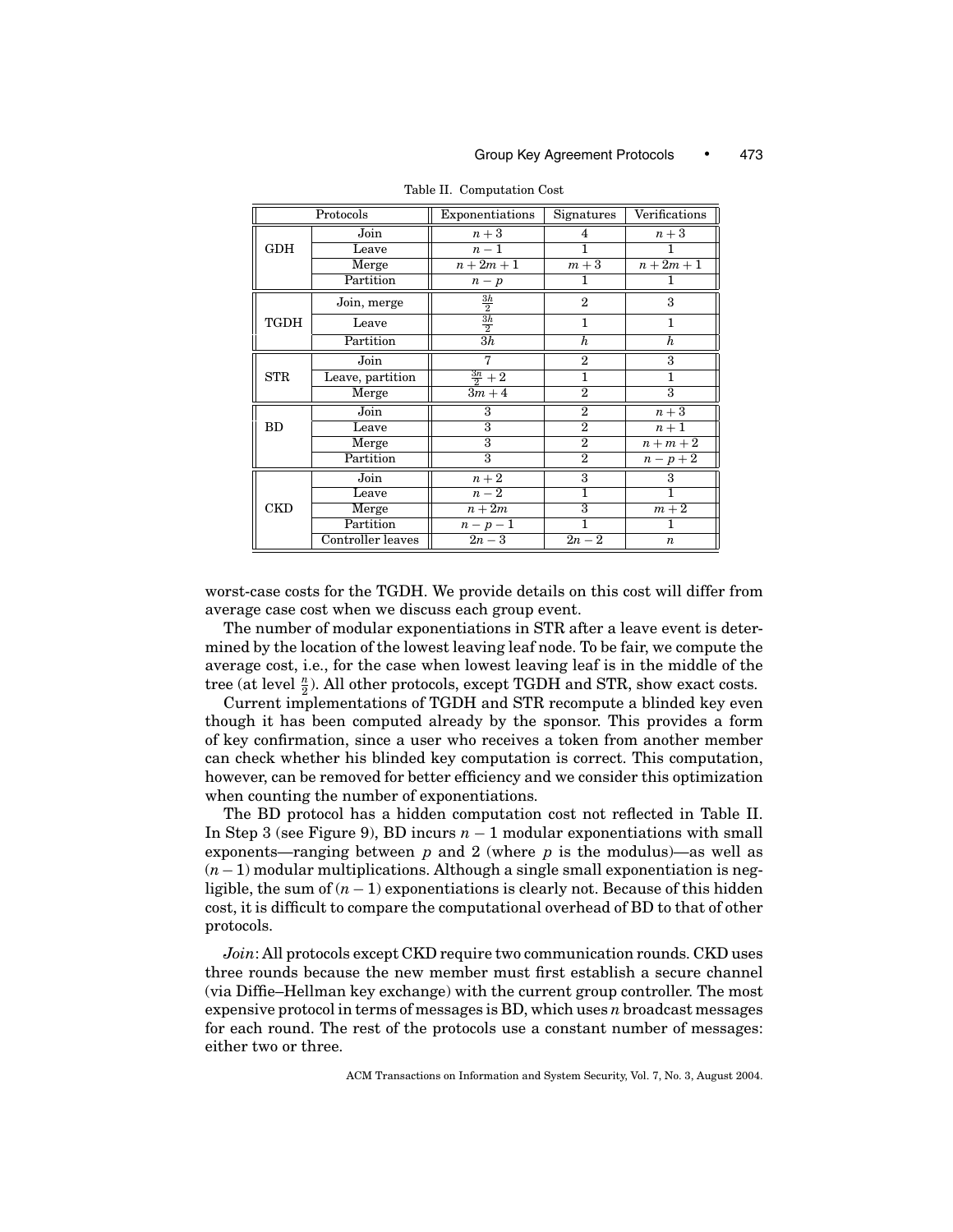Table II. Computation Cost

| Protocols | | Exponentiations | Signatures | Verifications |
|---|---|---|---|---|
| GDH | Join | $n+3$ | 4 | $n+3$ |
| | Leave | $n-1$ | 1 | 1 |
| | Merge | $n+2m+1$ | $m+3$ | $n+2m+1$ |
| | Partition | $n-p$ | 1 | 1 |
| TGDH | Join, merge | $\frac{3h}{2}$ | 2 | 3 |
| | Leave | $\frac{3h}{2}$ | 1 | 1 |
| | Partition | $3h$ | $h$ | $h$ |
| STR | Join | 7 | 2 | 3 |
| | Leave, partition | $\frac{3n}{2}+2$ | 1 | 1 |
| | Merge | $3m+4$ | 2 | 3 |
| BD | Join | 3 | 2 | $n+3$ |
| | Leave | 3 | 2 | $n+1$ |
| | Merge | 3 | 2 | $n+m+2$ |
| | Partition | 3 | 2 | $n-p+2$ |
| CKD | Join | $n+2$ | 3 | 3 |
| | Leave | $n-2$ | 1 | 1 |
| | Merge | $n+2m$ | 3 | $m+2$ |
| | Partition | $n-p-1$ | 1 | 1 |
| | Controller leaves | $2n-3$ | $2n-2$ | $n$ |

worst-case costs for the TGDH. We provide details on this cost will differ from average case cost when we discuss each group event.

The number of modular exponentiations in STR after a leave event is determined by the location of the lowest leaving leaf node. To be fair, we compute the average cost, i.e., for the case when lowest leaving leaf is in the middle of the tree (at level $\frac{n}{2}$). All other protocols, except TGDH and STR, show exact costs.

Current implementations of TGDH and STR recompute a blinded key even though it has been computed already by the sponsor. This provides a form of key confirmation, since a user who receives a token from another member can check whether his blinded key computation is correct. This computation, however, can be removed for better efficiency and we consider this optimization when counting the number of exponentiations.

The BD protocol has a hidden computation cost not reflected in Table II. In Step 3 (see Figure 9), BD incurs $n-1$ modular exponentiations with small exponents—ranging between $p$ and 2 (where $p$ is the modulus)—as well as $(n-1)$ modular multiplications. Although a single small exponentiation is negligible, the sum of $(n-1)$ exponentiations is clearly not. Because of this hidden cost, it is difficult to compare the computational overhead of BD to that of other protocols.

*Join*: All protocols except CKD require two communication rounds. CKD uses three rounds because the new member must first establish a secure channel (via Diffie–Hellman key exchange) with the current group controller. The most expensive protocol in terms of messages is BD, which uses $n$ broadcast messages for each round. The rest of the protocols use a constant number of messages: either two or three.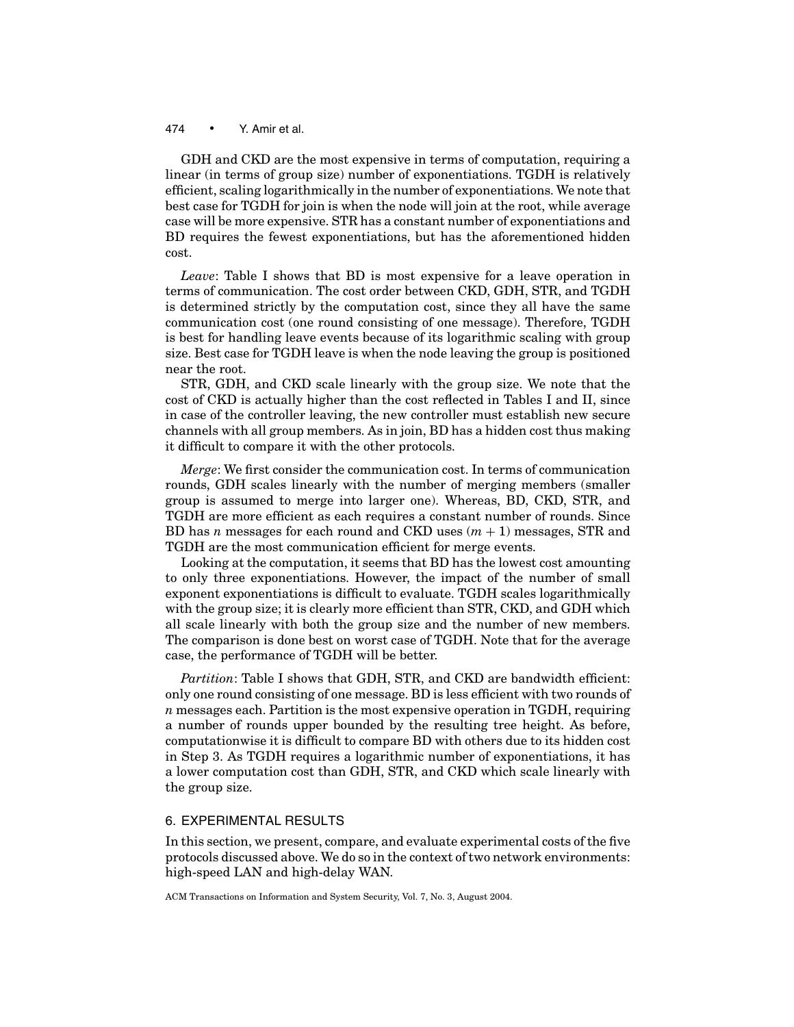GDH and CKD are the most expensive in terms of computation, requiring a linear (in terms of group size) number of exponentiations. TGDH is relatively efficient, scaling logarithmically in the number of exponentiations. We note that best case for TGDH for join is when the node will join at the root, while average case will be more expensive. STR has a constant number of exponentiations and BD requires the fewest exponentiations, but has the aforementioned hidden cost.

*Leave*: Table I shows that BD is most expensive for a leave operation in terms of communication. The cost order between CKD, GDH, STR, and TGDH is determined strictly by the computation cost, since they all have the same communication cost (one round consisting of one message). Therefore, TGDH is best for handling leave events because of its logarithmic scaling with group size. Best case for TGDH leave is when the node leaving the group is positioned near the root.

STR, GDH, and CKD scale linearly with the group size. We note that the cost of CKD is actually higher than the cost reflected in Tables I and II, since in case of the controller leaving, the new controller must establish new secure channels with all group members. As in join, BD has a hidden cost thus making it difficult to compare it with the other protocols.

*Merge*: We first consider the communication cost. In terms of communication rounds, GDH scales linearly with the number of merging members (smaller group is assumed to merge into larger one). Whereas, BD, CKD, STR, and TGDH are more efficient as each requires a constant number of rounds. Since BD has $n$ messages for each round and CKD uses $(m + 1)$ messages, STR and TGDH are the most communication efficient for merge events.

Looking at the computation, it seems that BD has the lowest cost amounting to only three exponentiations. However, the impact of the number of small exponent exponentiations is difficult to evaluate. TGDH scales logarithmically with the group size; it is clearly more efficient than STR, CKD, and GDH which all scale linearly with both the group size and the number of new members. The comparison is done best on worst case of TGDH. Note that for the average case, the performance of TGDH will be better.

*Partition*: Table I shows that GDH, STR, and CKD are bandwidth efficient: only one round consisting of one message. BD is less efficient with two rounds of $n$ messages each. Partition is the most expensive operation in TGDH, requiring a number of rounds upper bounded by the resulting tree height. As before, computationwise it is difficult to compare BD with others due to its hidden cost in Step 3. As TGDH requires a logarithmic number of exponentiations, it has a lower computation cost than GDH, STR, and CKD which scale linearly with the group size.

## 6. EXPERIMENTAL RESULTS

In this section, we present, compare, and evaluate experimental costs of the five protocols discussed above. We do so in the context of two network environments: high-speed LAN and high-delay WAN.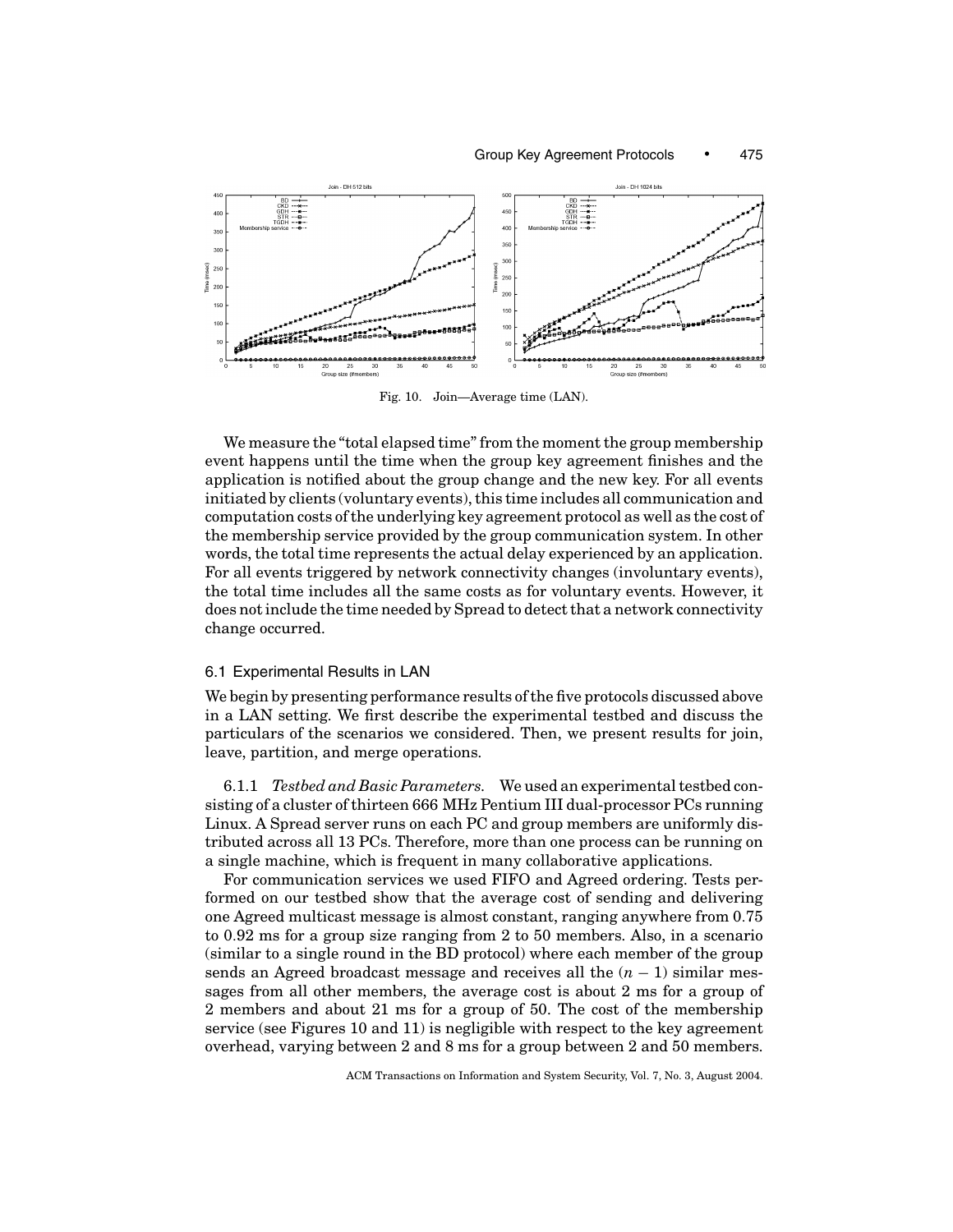Fig. 10. Join—Average time (LAN).

We measure the "total elapsed time" from the moment the group membership event happens until the time when the group key agreement finishes and the application is notified about the group change and the new key. For all events initiated by clients (voluntary events), this time includes all communication and computation costs of the underlying key agreement protocol as well as the cost of the membership service provided by the group communication system. In other words, the total time represents the actual delay experienced by an application. For all events triggered by network connectivity changes (involuntary events), the total time includes all the same costs as for voluntary events. However, it does not include the time needed by Spread to detect that a network connectivity change occurred.

### 6.1 Experimental Results in LAN

We begin by presenting performance results of the five protocols discussed above in a LAN setting. We first describe the experimental testbed and discuss the particulars of the scenarios we considered. Then, we present results for join, leave, partition, and merge operations.

6.1.1 *Testbed and Basic Parameters.* We used an experimental testbed consisting of a cluster of thirteen 666 MHz Pentium III dual-processor PCs running Linux. A Spread server runs on each PC and group members are uniformly distributed across all 13 PCs. Therefore, more than one process can be running on a single machine, which is frequent in many collaborative applications.

For communication services we used FIFO and Agreed ordering. Tests performed on our testbed show that the average cost of sending and delivering one Agreed multicast message is almost constant, ranging anywhere from 0.75 to 0.92 ms for a group size ranging from 2 to 50 members. Also, in a scenario (similar to a single round in the BD protocol) where each member of the group sends an Agreed broadcast message and receives all the $(n - 1)$ similar messages from all other members, the average cost is about 2 ms for a group of 2 members and about 21 ms for a group of 50. The cost of the membership service (see Figures 10 and 11) is negligible with respect to the key agreement overhead, varying between 2 and 8 ms for a group between 2 and 50 members.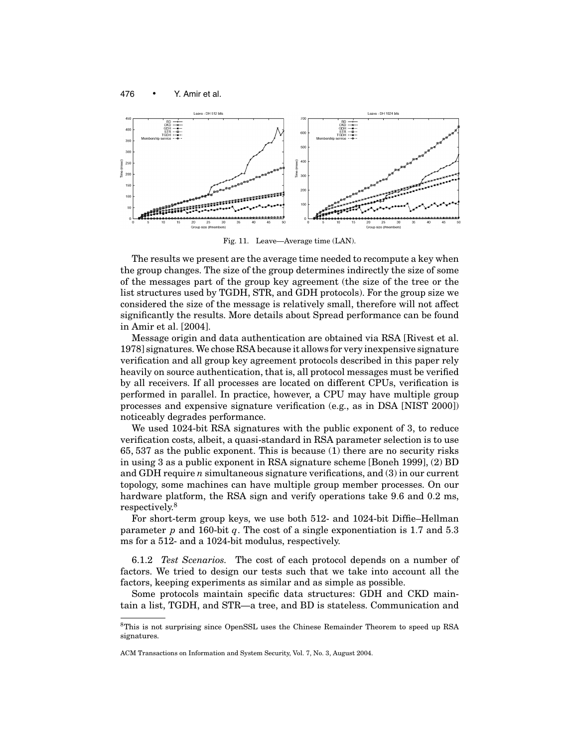Fig. 11. Leave—Average time (LAN).

The results we present are the average time needed to recompute a key when the group changes. The size of the group determines indirectly the size of some of the messages part of the group key agreement (the size of the tree or the list structures used by TGDH, STR, and GDH protocols). For the group size we considered the size of the message is relatively small, therefore will not affect significantly the results. More details about Spread performance can be found in Amir et al. [2004].

Message origin and data authentication are obtained via RSA [Rivest et al. 1978] signatures. We chose RSA because it allows for very inexpensive signature verification and all group key agreement protocols described in this paper rely heavily on source authentication, that is, all protocol messages must be verified by all receivers. If all processes are located on different CPUs, verification is performed in parallel. In practice, however, a CPU may have multiple group processes and expensive signature verification (e.g., as in DSA [NIST 2000]) noticeably degrades performance.

We used 1024-bit RSA signatures with the public exponent of 3, to reduce verification costs, albeit, a quasi-standard in RSA parameter selection is to use 65, 537 as the public exponent. This is because (1) there are no security risks in using 3 as a public exponent in RSA signature scheme [Boneh 1999], (2) BD and GDH require $n$ simultaneous signature verifications, and (3) in our current topology, some machines can have multiple group member processes. On our hardware platform, the RSA sign and verify operations take 9.6 and 0.2 ms, respectively.[8]

For short-term group keys, we use both 512- and 1024-bit Diffie–Hellman parameter $p$ and 160-bit $q$. The cost of a single exponentiation is 1.7 and 5.3 ms for a 512- and a 1024-bit modulus, respectively.

6.1.2 *Test Scenarios.* The cost of each protocol depends on a number of factors. We tried to design our tests such that we take into account all the factors, keeping experiments as similar and as simple as possible.

Some protocols maintain specific data structures: GDH and CKD maintain a list, TGDH, and STR—a tree, and BD is stateless. Communication and

[8]This is not surprising since OpenSSL uses the Chinese Remainder Theorem to speed up RSA signatures.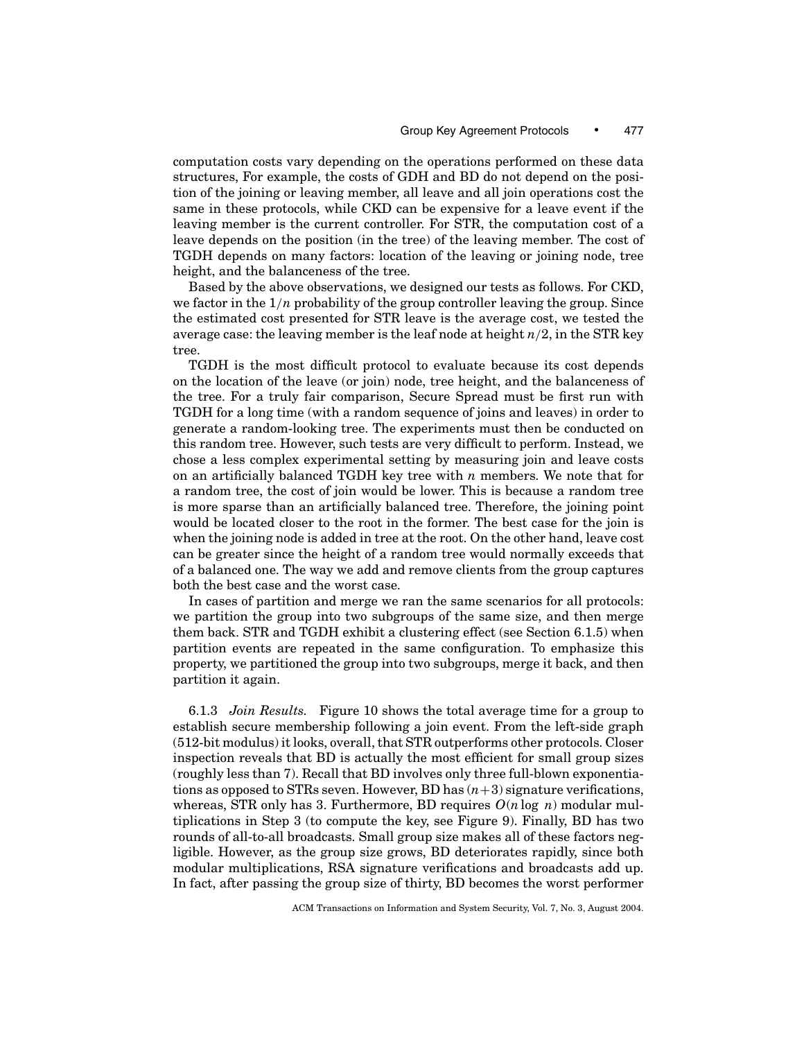computation costs vary depending on the operations performed on these data structures, For example, the costs of GDH and BD do not depend on the position of the joining or leaving member, all leave and all join operations cost the same in these protocols, while CKD can be expensive for a leave event if the leaving member is the current controller. For STR, the computation cost of a leave depends on the position (in the tree) of the leaving member. The cost of TGDH depends on many factors: location of the leaving or joining node, tree height, and the balanceness of the tree.

Based by the above observations, we designed our tests as follows. For CKD, we factor in the $1/n$ probability of the group controller leaving the group. Since the estimated cost presented for STR leave is the average cost, we tested the average case: the leaving member is the leaf node at height $n/2$, in the STR key tree.

TGDH is the most difficult protocol to evaluate because its cost depends on the location of the leave (or join) node, tree height, and the balanceness of the tree. For a truly fair comparison, Secure Spread must be first run with TGDH for a long time (with a random sequence of joins and leaves) in order to generate a random-looking tree. The experiments must then be conducted on this random tree. However, such tests are very difficult to perform. Instead, we chose a less complex experimental setting by measuring join and leave costs on an artificially balanced TGDH key tree with $n$ members. We note that for a random tree, the cost of join would be lower. This is because a random tree is more sparse than an artificially balanced tree. Therefore, the joining point would be located closer to the root in the former. The best case for the join is when the joining node is added in tree at the root. On the other hand, leave cost can be greater since the height of a random tree would normally exceeds that of a balanced one. The way we add and remove clients from the group captures both the best case and the worst case.

In cases of partition and merge we ran the same scenarios for all protocols: we partition the group into two subgroups of the same size, and then merge them back. STR and TGDH exhibit a clustering effect (see Section 6.1.5) when partition events are repeated in the same configuration. To emphasize this property, we partitioned the group into two subgroups, merge it back, and then partition it again.

6.1.3 *Join Results.* Figure 10 shows the total average time for a group to establish secure membership following a join event. From the left-side graph (512-bit modulus) it looks, overall, that STR outperforms other protocols. Closer inspection reveals that BD is actually the most efficient for small group sizes (roughly less than 7). Recall that BD involves only three full-blown exponentiations as opposed to STRs seven. However, BD has $(n+3)$ signature verifications, whereas, STR only has 3. Furthermore, BD requires $O(n \log n)$ modular multiplications in Step 3 (to compute the key, see Figure 9). Finally, BD has two rounds of all-to-all broadcasts. Small group size makes all of these factors negligible. However, as the group size grows, BD deteriorates rapidly, since both modular multiplications, RSA signature verifications and broadcasts add up. In fact, after passing the group size of thirty, BD becomes the worst performer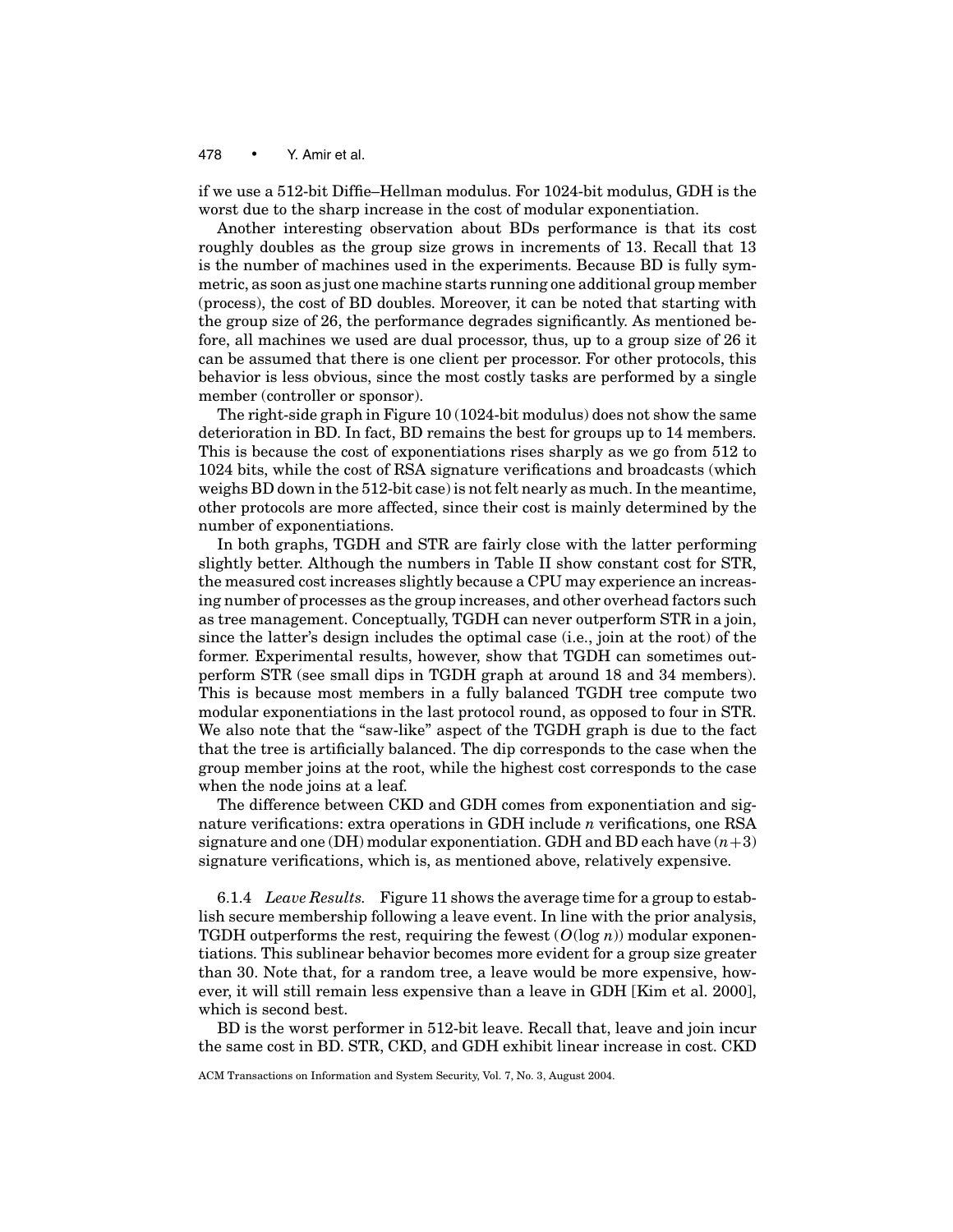if we use a 512-bit Diffie–Hellman modulus. For 1024-bit modulus, GDH is the worst due to the sharp increase in the cost of modular exponentiation.

Another interesting observation about BDs performance is that its cost roughly doubles as the group size grows in increments of 13. Recall that 13 is the number of machines used in the experiments. Because BD is fully symmetric, as soon as just one machine starts running one additional group member (process), the cost of BD doubles. Moreover, it can be noted that starting with the group size of 26, the performance degrades significantly. As mentioned before, all machines we used are dual processor, thus, up to a group size of 26 it can be assumed that there is one client per processor. For other protocols, this behavior is less obvious, since the most costly tasks are performed by a single member (controller or sponsor).

The right-side graph in Figure 10 (1024-bit modulus) does not show the same deterioration in BD. In fact, BD remains the best for groups up to 14 members. This is because the cost of exponentiations rises sharply as we go from 512 to 1024 bits, while the cost of RSA signature verifications and broadcasts (which weighs BD down in the 512-bit case) is not felt nearly as much. In the meantime, other protocols are more affected, since their cost is mainly determined by the number of exponentiations.

In both graphs, TGDH and STR are fairly close with the latter performing slightly better. Although the numbers in Table II show constant cost for STR, the measured cost increases slightly because a CPU may experience an increasing number of processes as the group increases, and other overhead factors such as tree management. Conceptually, TGDH can never outperform STR in a join, since the latter's design includes the optimal case (i.e., join at the root) of the former. Experimental results, however, show that TGDH can sometimes outperform STR (see small dips in TGDH graph at around 18 and 34 members). This is because most members in a fully balanced TGDH tree compute two modular exponentiations in the last protocol round, as opposed to four in STR. We also note that the "saw-like" aspect of the TGDH graph is due to the fact that the tree is artificially balanced. The dip corresponds to the case when the group member joins at the root, while the highest cost corresponds to the case when the node joins at a leaf.

The difference between CKD and GDH comes from exponentiation and signature verifications: extra operations in GDH include $n$ verifications, one RSA signature and one (DH) modular exponentiation. GDH and BD each have $(n+3)$ signature verifications, which is, as mentioned above, relatively expensive.

6.1.4 *Leave Results.* Figure 11 shows the average time for a group to establish secure membership following a leave event. In line with the prior analysis, TGDH outperforms the rest, requiring the fewest ($O(\log n)$) modular exponentiations. This sublinear behavior becomes more evident for a group size greater than 30. Note that, for a random tree, a leave would be more expensive, however, it will still remain less expensive than a leave in GDH [Kim et al. 2000], which is second best.

BD is the worst performer in 512-bit leave. Recall that, leave and join incur the same cost in BD. STR, CKD, and GDH exhibit linear increase in cost. CKD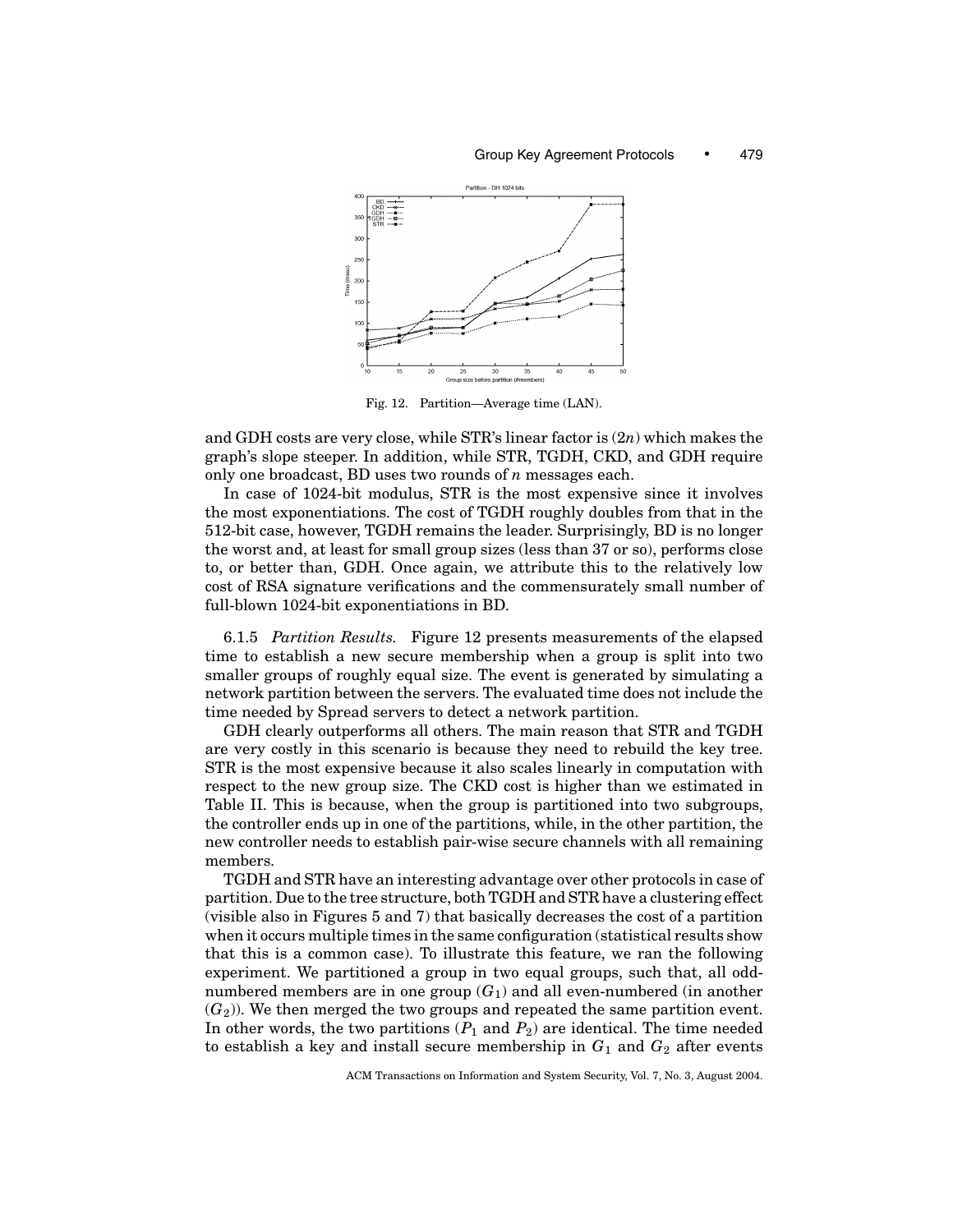Fig. 12. Partition—Average time (LAN).

and GDH costs are very close, while STR's linear factor is $(2n)$ which makes the graph's slope steeper. In addition, while STR, TGDH, CKD, and GDH require only one broadcast, BD uses two rounds of $n$ messages each.

In case of 1024-bit modulus, STR is the most expensive since it involves the most exponentiations. The cost of TGDH roughly doubles from that in the 512-bit case, however, TGDH remains the leader. Surprisingly, BD is no longer the worst and, at least for small group sizes (less than 37 or so), performs close to, or better than, GDH. Once again, we attribute this to the relatively low cost of RSA signature verifications and the commensurately small number of full-blown 1024-bit exponentiations in BD.

6.1.5 *Partition Results.* Figure 12 presents measurements of the elapsed time to establish a new secure membership when a group is split into two smaller groups of roughly equal size. The event is generated by simulating a network partition between the servers. The evaluated time does not include the time needed by Spread servers to detect a network partition.

GDH clearly outperforms all others. The main reason that STR and TGDH are very costly in this scenario is because they need to rebuild the key tree. STR is the most expensive because it also scales linearly in computation with respect to the new group size. The CKD cost is higher than we estimated in Table II. This is because, when the group is partitioned into two subgroups, the controller ends up in one of the partitions, while, in the other partition, the new controller needs to establish pair-wise secure channels with all remaining members.

TGDH and STR have an interesting advantage over other protocols in case of partition. Due to the tree structure, both TGDH and STR have a clustering effect (visible also in Figures 5 and 7) that basically decreases the cost of a partition when it occurs multiple times in the same configuration (statistical results show that this is a common case). To illustrate this feature, we ran the following experiment. We partitioned a group in two equal groups, such that, all odd-numbered members are in one group ($G_1$) and all even-numbered (in another ($G_2$)). We then merged the two groups and repeated the same partition event. In other words, the two partitions ($P_1$ and $P_2$) are identical. The time needed to establish a key and install secure membership in $G_1$ and $G_2$ after events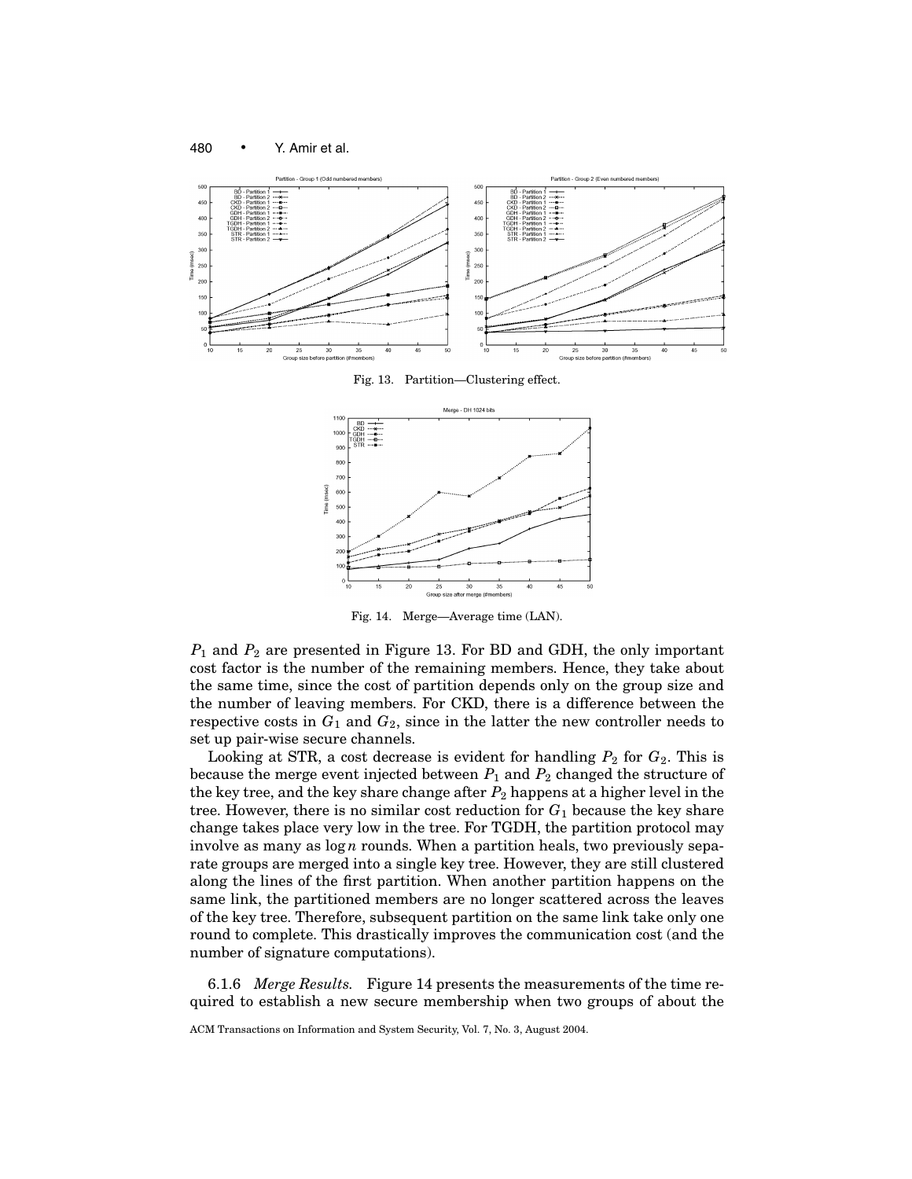Fig. 13. Partition—Clustering effect.

Fig. 14. Merge—Average time (LAN).

$P_1$ and $P_2$ are presented in Figure 13. For BD and GDH, the only important cost factor is the number of the remaining members. Hence, they take about the same time, since the cost of partition depends only on the group size and the number of leaving members. For CKD, there is a difference between the respective costs in $G_1$ and $G_2$, since in the latter the new controller needs to set up pair-wise secure channels.

Looking at STR, a cost decrease is evident for handling $P_2$ for $G_2$. This is because the merge event injected between $P_1$ and $P_2$ changed the structure of the key tree, and the key share change after $P_2$ happens at a higher level in the tree. However, there is no similar cost reduction for $G_1$ because the key share change takes place very low in the tree. For TGDH, the partition protocol may involve as many as $\log n$ rounds. When a partition heals, two previously separate groups are merged into a single key tree. However, they are still clustered along the lines of the first partition. When another partition happens on the same link, the partitioned members are no longer scattered across the leaves of the key tree. Therefore, subsequent partition on the same link take only one round to complete. This drastically improves the communication cost (and the number of signature computations).

6.1.6 *Merge Results.* Figure 14 presents the measurements of the time required to establish a new secure membership when two groups of about the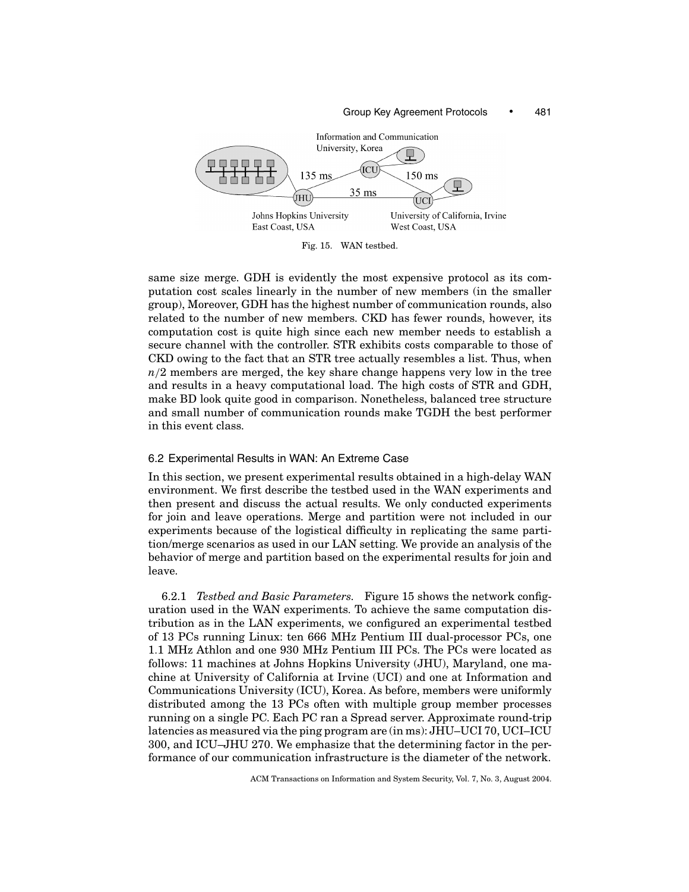Fig. 15. WAN testbed.

same size merge. GDH is evidently the most expensive protocol as its computation cost scales linearly in the number of new members (in the smaller group), Moreover, GDH has the highest number of communication rounds, also related to the number of new members. CKD has fewer rounds, however, its computation cost is quite high since each new member needs to establish a secure channel with the controller. STR exhibits costs comparable to those of CKD owing to the fact that an STR tree actually resembles a list. Thus, when $n/2$ members are merged, the key share change happens very low in the tree and results in a heavy computational load. The high costs of STR and GDH, make BD look quite good in comparison. Nonetheless, balanced tree structure and small number of communication rounds make TGDH the best performer in this event class.

### 6.2 Experimental Results in WAN: An Extreme Case

In this section, we present experimental results obtained in a high-delay WAN environment. We first describe the testbed used in the WAN experiments and then present and discuss the actual results. We only conducted experiments for join and leave operations. Merge and partition were not included in our experiments because of the logistical difficulty in replicating the same partition/merge scenarios as used in our LAN setting. We provide an analysis of the behavior of merge and partition based on the experimental results for join and leave.

6.2.1 *Testbed and Basic Parameters.* Figure 15 shows the network configuration used in the WAN experiments. To achieve the same computation distribution as in the LAN experiments, we configured an experimental testbed of 13 PCs running Linux: ten 666 MHz Pentium III dual-processor PCs, one 1.1 MHz Athlon and one 930 MHz Pentium III PCs. The PCs were located as follows: 11 machines at Johns Hopkins University (JHU), Maryland, one machine at University of California at Irvine (UCI) and one at Information and Communications University (ICU), Korea. As before, members were uniformly distributed among the 13 PCs often with multiple group member processes running on a single PC. Each PC ran a Spread server. Approximate round-trip latencies as measured via the ping program are (in ms): JHU–UCI 70, UCI–ICU 300, and ICU–JHU 270. We emphasize that the determining factor in the performance of our communication infrastructure is the diameter of the network.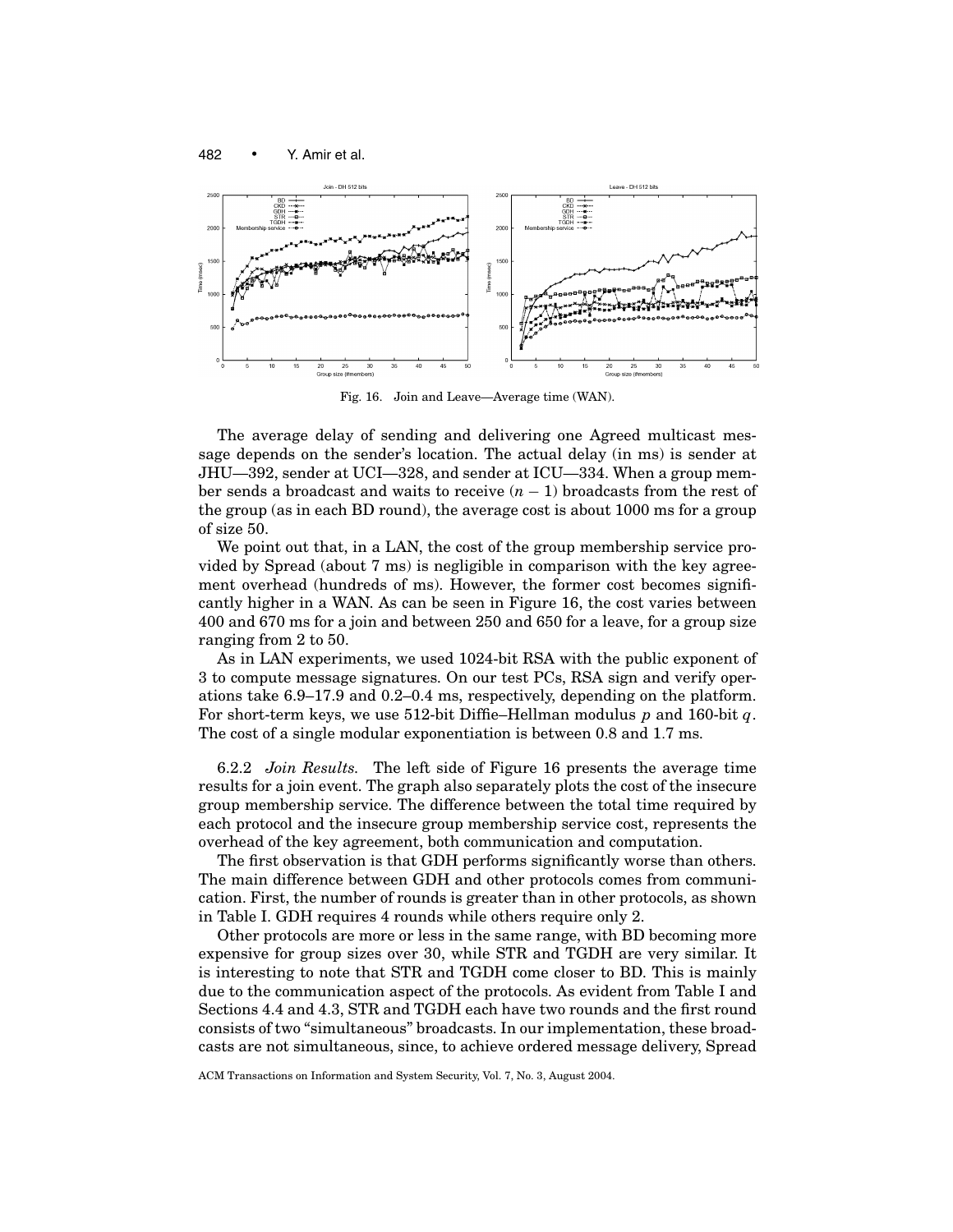Fig. 16. Join and Leave—Average time (WAN).

The average delay of sending and delivering one Agreed multicast message depends on the sender's location. The actual delay (in ms) is sender at JHU—392, sender at UCI—328, and sender at ICU—334. When a group member sends a broadcast and waits to receive $(n - 1)$ broadcasts from the rest of the group (as in each BD round), the average cost is about 1000 ms for a group of size 50.

We point out that, in a LAN, the cost of the group membership service provided by Spread (about 7 ms) is negligible in comparison with the key agreement overhead (hundreds of ms). However, the former cost becomes significantly higher in a WAN. As can be seen in Figure 16, the cost varies between 400 and 670 ms for a join and between 250 and 650 for a leave, for a group size ranging from 2 to 50.

As in LAN experiments, we used 1024-bit RSA with the public exponent of 3 to compute message signatures. On our test PCs, RSA sign and verify operations take 6.9–17.9 and 0.2–0.4 ms, respectively, depending on the platform. For short-term keys, we use 512-bit Diffie–Hellman modulus $p$ and 160-bit $q$. The cost of a single modular exponentiation is between 0.8 and 1.7 ms.

6.2.2 *Join Results.* The left side of Figure 16 presents the average time results for a join event. The graph also separately plots the cost of the insecure group membership service. The difference between the total time required by each protocol and the insecure group membership service cost, represents the overhead of the key agreement, both communication and computation.

The first observation is that GDH performs significantly worse than others. The main difference between GDH and other protocols comes from communication. First, the number of rounds is greater than in other protocols, as shown in Table I. GDH requires 4 rounds while others require only 2.

Other protocols are more or less in the same range, with BD becoming more expensive for group sizes over 30, while STR and TGDH are very similar. It is interesting to note that STR and TGDH come closer to BD. This is mainly due to the communication aspect of the protocols. As evident from Table I and Sections 4.4 and 4.3, STR and TGDH each have two rounds and the first round consists of two "simultaneous" broadcasts. In our implementation, these broadcasts are not simultaneous, since, to achieve ordered message delivery, Spread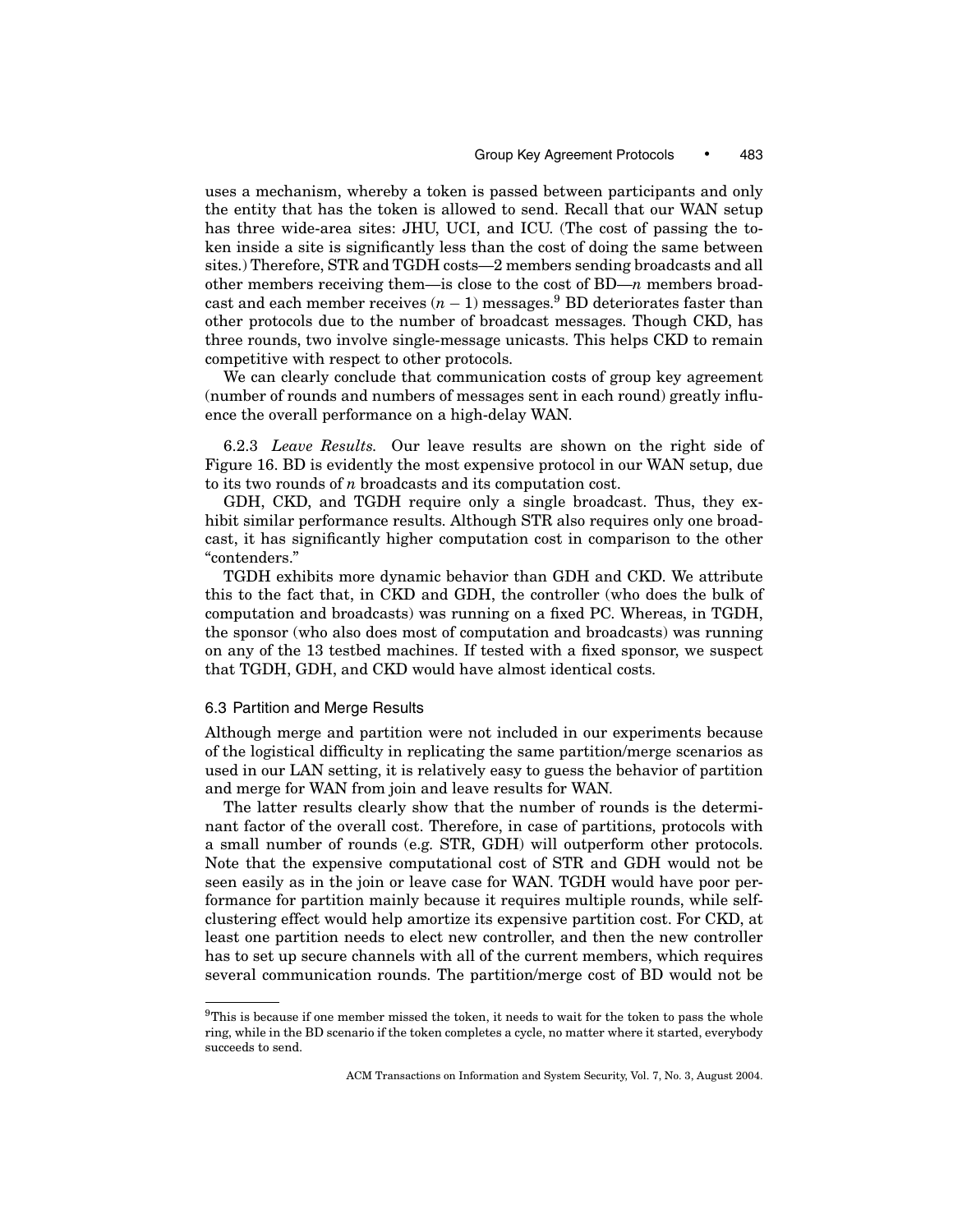uses a mechanism, whereby a token is passed between participants and only the entity that has the token is allowed to send. Recall that our WAN setup has three wide-area sites: JHU, UCI, and ICU. (The cost of passing the token inside a site is significantly less than the cost of doing the same between sites.) Therefore, STR and TGDH costs—2 members sending broadcasts and all other members receiving them—is close to the cost of BD—$n$ members broadcast and each member receives $(n-1)$ messages.[9] BD deteriorates faster than other protocols due to the number of broadcast messages. Though CKD, has three rounds, two involve single-message unicasts. This helps CKD to remain competitive with respect to other protocols.

We can clearly conclude that communication costs of group key agreement (number of rounds and numbers of messages sent in each round) greatly influence the overall performance on a high-delay WAN.

6.2.3 *Leave Results.* Our leave results are shown on the right side of Figure 16. BD is evidently the most expensive protocol in our WAN setup, due to its two rounds of $n$ broadcasts and its computation cost.

GDH, CKD, and TGDH require only a single broadcast. Thus, they exhibit similar performance results. Although STR also requires only one broadcast, it has significantly higher computation cost in comparison to the other "contenders."

TGDH exhibits more dynamic behavior than GDH and CKD. We attribute this to the fact that, in CKD and GDH, the controller (who does the bulk of computation and broadcasts) was running on a fixed PC. Whereas, in TGDH, the sponsor (who also does most of computation and broadcasts) was running on any of the 13 testbed machines. If tested with a fixed sponsor, we suspect that TGDH, GDH, and CKD would have almost identical costs.

### 6.3 Partition and Merge Results

Although merge and partition were not included in our experiments because of the logistical difficulty in replicating the same partition/merge scenarios as used in our LAN setting, it is relatively easy to guess the behavior of partition and merge for WAN from join and leave results for WAN.

The latter results clearly show that the number of rounds is the determinant factor of the overall cost. Therefore, in case of partitions, protocols with a small number of rounds (e.g. STR, GDH) will outperform other protocols. Note that the expensive computational cost of STR and GDH would not be seen easily as in the join or leave case for WAN. TGDH would have poor performance for partition mainly because it requires multiple rounds, while self-clustering effect would help amortize its expensive partition cost. For CKD, at least one partition needs to elect new controller, and then the new controller has to set up secure channels with all of the current members, which requires several communication rounds. The partition/merge cost of BD would not be

[9] This is because if one member missed the token, it needs to wait for the token to pass the whole ring, while in the BD scenario if the token completes a cycle, no matter where it started, everybody succeeds to send.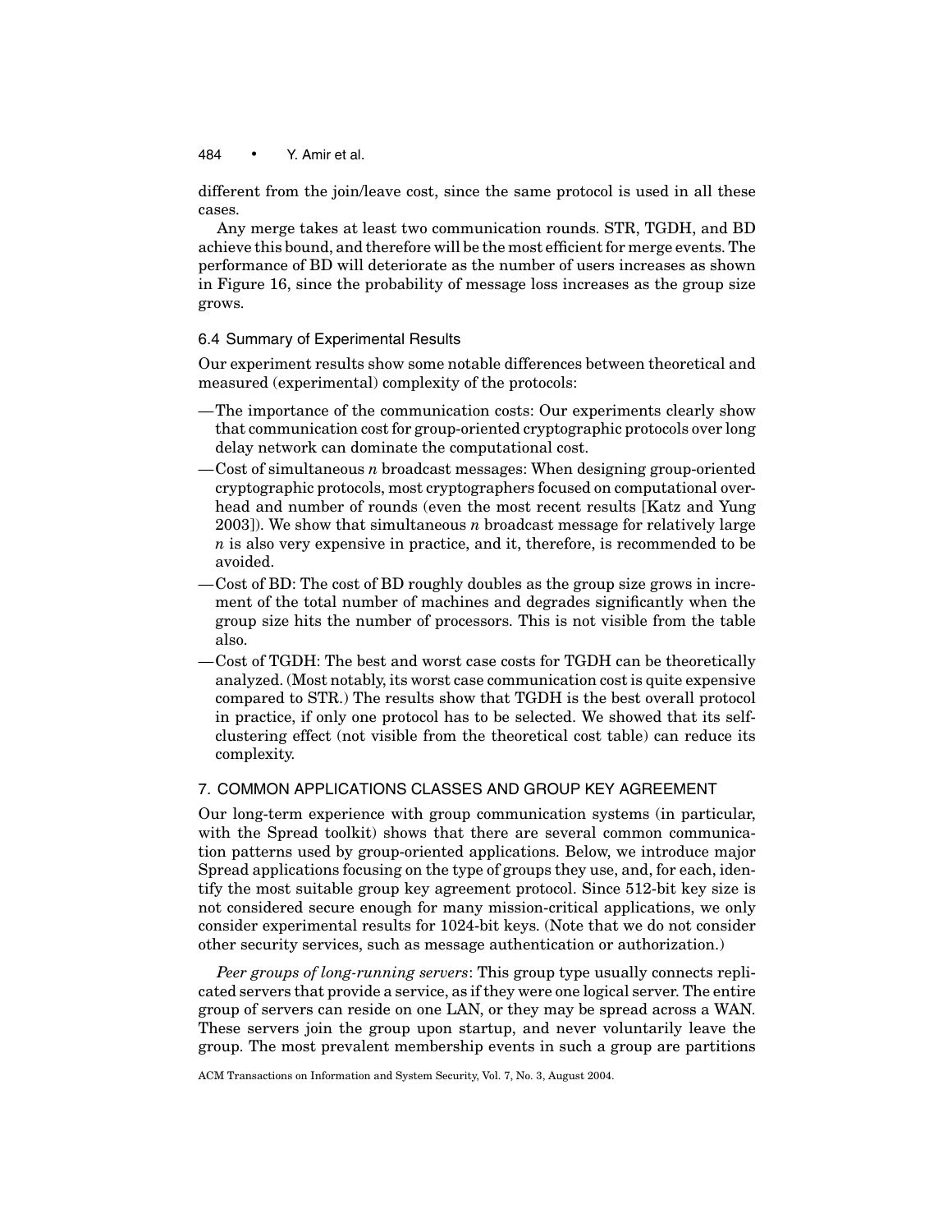different from the join/leave cost, since the same protocol is used in all these cases.

Any merge takes at least two communication rounds. STR, TGDH, and BD achieve this bound, and therefore will be the most efficient for merge events. The performance of BD will deteriorate as the number of users increases as shown in Figure 16, since the probability of message loss increases as the group size grows.

### 6.4 Summary of Experimental Results

Our experiment results show some notable differences between theoretical and measured (experimental) complexity of the protocols:

- —The importance of the communication costs: Our experiments clearly show that communication cost for group-oriented cryptographic protocols over long delay network can dominate the computational cost.
- —Cost of simultaneous $n$ broadcast messages: When designing group-oriented cryptographic protocols, most cryptographers focused on computational overhead and number of rounds (even the most recent results [Katz and Yung 2003]). We show that simultaneous $n$ broadcast message for relatively large $n$ is also very expensive in practice, and it, therefore, is recommended to be avoided.
- —Cost of BD: The cost of BD roughly doubles as the group size grows in increment of the total number of machines and degrades significantly when the group size hits the number of processors. This is not visible from the table also.
- —Cost of TGDH: The best and worst case costs for TGDH can be theoretically analyzed. (Most notably, its worst case communication cost is quite expensive compared to STR.) The results show that TGDH is the best overall protocol in practice, if only one protocol has to be selected. We showed that its self-clustering effect (not visible from the theoretical cost table) can reduce its complexity.

## 7. COMMON APPLICATIONS CLASSES AND GROUP KEY AGREEMENT

Our long-term experience with group communication systems (in particular, with the Spread toolkit) shows that there are several common communication patterns used by group-oriented applications. Below, we introduce major Spread applications focusing on the type of groups they use, and, for each, identify the most suitable group key agreement protocol. Since 512-bit key size is not considered secure enough for many mission-critical applications, we only consider experimental results for 1024-bit keys. (Note that we do not consider other security services, such as message authentication or authorization.)

*Peer groups of long-running servers*: This group type usually connects replicated servers that provide a service, as if they were one logical server. The entire group of servers can reside on one LAN, or they may be spread across a WAN. These servers join the group upon startup, and never voluntarily leave the group. The most prevalent membership events in such a group are partitions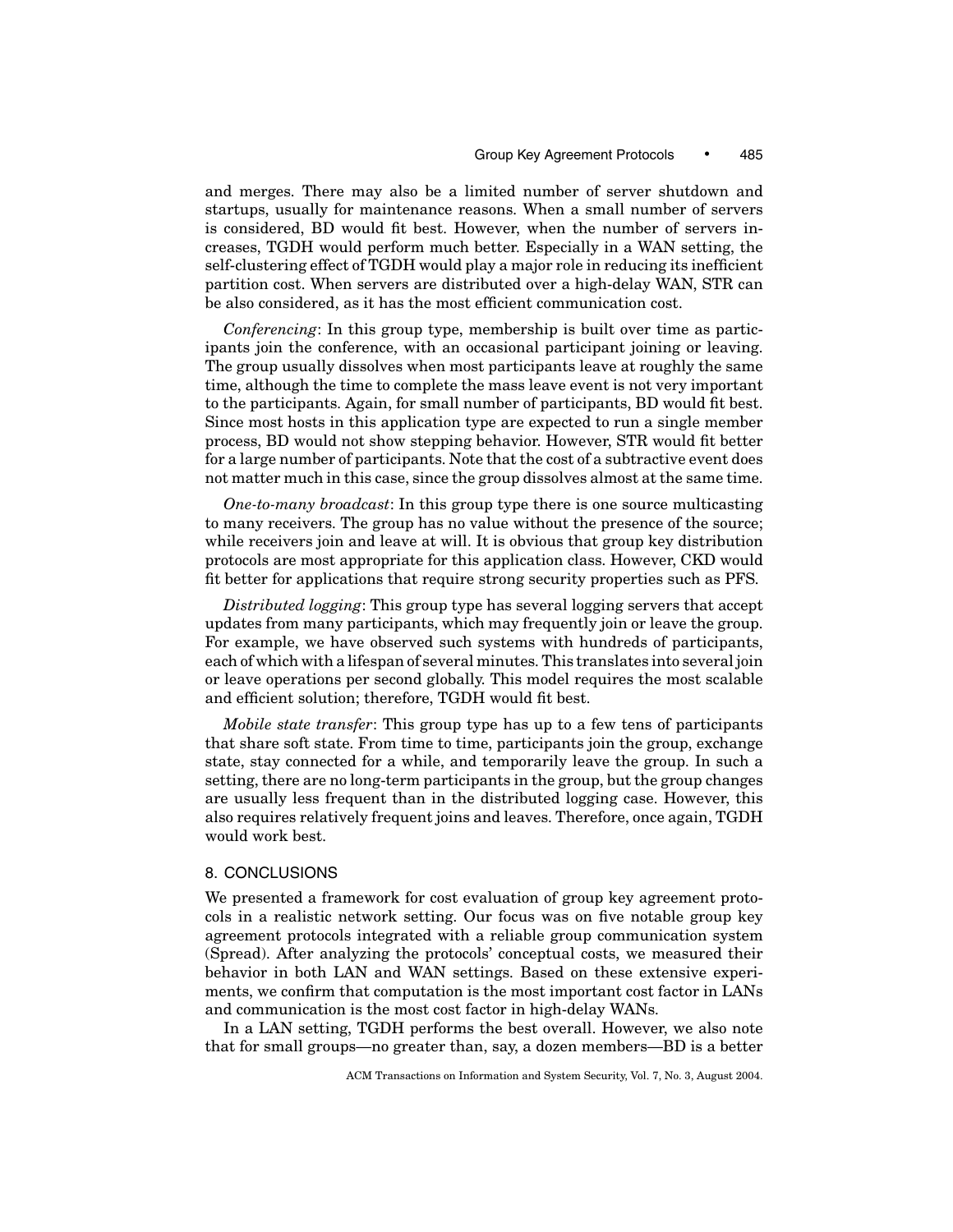and merges. There may also be a limited number of server shutdown and startups, usually for maintenance reasons. When a small number of servers is considered, BD would fit best. However, when the number of servers increases, TGDH would perform much better. Especially in a WAN setting, the self-clustering effect of TGDH would play a major role in reducing its inefficient partition cost. When servers are distributed over a high-delay WAN, STR can be also considered, as it has the most efficient communication cost.

*Conferencing*: In this group type, membership is built over time as participants join the conference, with an occasional participant joining or leaving. The group usually dissolves when most participants leave at roughly the same time, although the time to complete the mass leave event is not very important to the participants. Again, for small number of participants, BD would fit best. Since most hosts in this application type are expected to run a single member process, BD would not show stepping behavior. However, STR would fit better for a large number of participants. Note that the cost of a subtractive event does not matter much in this case, since the group dissolves almost at the same time.

*One-to-many broadcast*: In this group type there is one source multicasting to many receivers. The group has no value without the presence of the source; while receivers join and leave at will. It is obvious that group key distribution protocols are most appropriate for this application class. However, CKD would fit better for applications that require strong security properties such as PFS.

*Distributed logging*: This group type has several logging servers that accept updates from many participants, which may frequently join or leave the group. For example, we have observed such systems with hundreds of participants, each of which with a lifespan of several minutes. This translates into several join or leave operations per second globally. This model requires the most scalable and efficient solution; therefore, TGDH would fit best.

*Mobile state transfer*: This group type has up to a few tens of participants that share soft state. From time to time, participants join the group, exchange state, stay connected for a while, and temporarily leave the group. In such a setting, there are no long-term participants in the group, but the group changes are usually less frequent than in the distributed logging case. However, this also requires relatively frequent joins and leaves. Therefore, once again, TGDH would work best.

## 8. CONCLUSIONS

We presented a framework for cost evaluation of group key agreement protocols in a realistic network setting. Our focus was on five notable group key agreement protocols integrated with a reliable group communication system (Spread). After analyzing the protocols' conceptual costs, we measured their behavior in both LAN and WAN settings. Based on these extensive experiments, we confirm that computation is the most important cost factor in LANs and communication is the most cost factor in high-delay WANs.

In a LAN setting, TGDH performs the best overall. However, we also note that for small groups—no greater than, say, a dozen members—BD is a better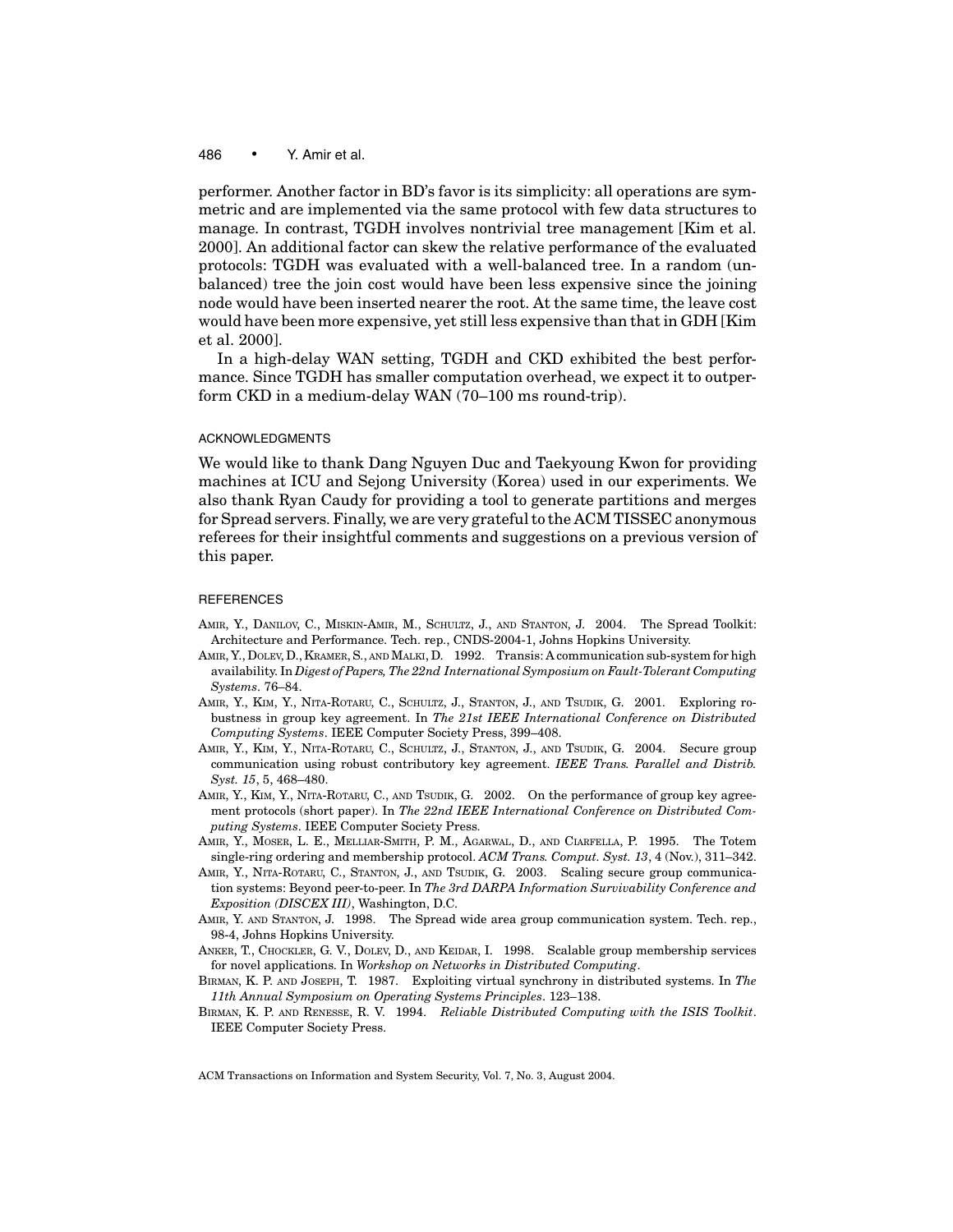performer. Another factor in BD's favor is its simplicity: all operations are symmetric and are implemented via the same protocol with few data structures to manage. In contrast, TGDH involves nontrivial tree management [Kim et al. 2000]. An additional factor can skew the relative performance of the evaluated protocols: TGDH was evaluated with a well-balanced tree. In a random (unbalanced) tree the join cost would have been less expensive since the joining node would have been inserted nearer the root. At the same time, the leave cost would have been more expensive, yet still less expensive than that in GDH [Kim et al. 2000].

In a high-delay WAN setting, TGDH and CKD exhibited the best performance. Since TGDH has smaller computation overhead, we expect it to outperform CKD in a medium-delay WAN (70–100 ms round-trip).

## ACKNOWLEDGMENTS

We would like to thank Dang Nguyen Duc and Taekyoung Kwon for providing machines at ICU and Sejong University (Korea) used in our experiments. We also thank Ryan Caudy for providing a tool to generate partitions and merges for Spread servers. Finally, we are very grateful to the ACM TISSEC anonymous referees for their insightful comments and suggestions on a previous version of this paper.

## REFERENCES

Amir, Y., Danilov, C., Miskin-Amir, M., Schultz, J., and Stanton, J. 2004. The Spread Toolkit: Architecture and Performance. Tech. rep., CNDS-2004-1, Johns Hopkins University.

Amir, Y., Dolev, D., Kramer, S., and Malki, D. 1992. Transis: A communication sub-system for high availability. In *Digest of Papers, The 22nd International Symposium on Fault-Tolerant Computing Systems*. 76–84.

Amir, Y., Kim, Y., Nita-Rotaru, C., Schultz, J., Stanton, J., and Tsudik, G. 2001. Exploring robustness in group key agreement. In *The 21st IEEE International Conference on Distributed Computing Systems*. IEEE Computer Society Press, 399–408.

Amir, Y., Kim, Y., Nita-Rotaru, C., Schultz, J., Stanton, J., and Tsudik, G. 2004. Secure group communication using robust contributory key agreement. *IEEE Trans. Parallel and Distrib. Syst. 15*, 5, 468–480.

Amir, Y., Kim, Y., Nita-Rotaru, C., and Tsudik, G. 2002. On the performance of group key agreement protocols (short paper). In *The 22nd IEEE International Conference on Distributed Computing Systems*. IEEE Computer Society Press.

Amir, Y., Moser, L. E., Melliar-Smith, P. M., Agarwal, D., and Ciarfella, P. 1995. The Totem single-ring ordering and membership protocol. *ACM Trans. Comput. Syst. 13*, 4 (Nov.), 311–342.

Amir, Y., Nita-Rotaru, C., Stanton, J., and Tsudik, G. 2003. Scaling secure group communication systems: Beyond peer-to-peer. In *The 3rd DARPA Information Survivability Conference and Exposition (DISCEX III)*, Washington, D.C.

Amir, Y. and Stanton, J. 1998. The Spread wide area group communication system. Tech. rep., 98-4, Johns Hopkins University.

Anker, T., Chockler, G. V., Dolev, D., and Keidar, I. 1998. Scalable group membership services for novel applications. In *Workshop on Networks in Distributed Computing*.

Birman, K. P. and Joseph, T. 1987. Exploiting virtual synchrony in distributed systems. In *The 11th Annual Symposium on Operating Systems Principles*. 123–138.

Birman, K. P. and Renesse, R. V. 1994. *Reliable Distributed Computing with the ISIS Toolkit*. IEEE Computer Society Press.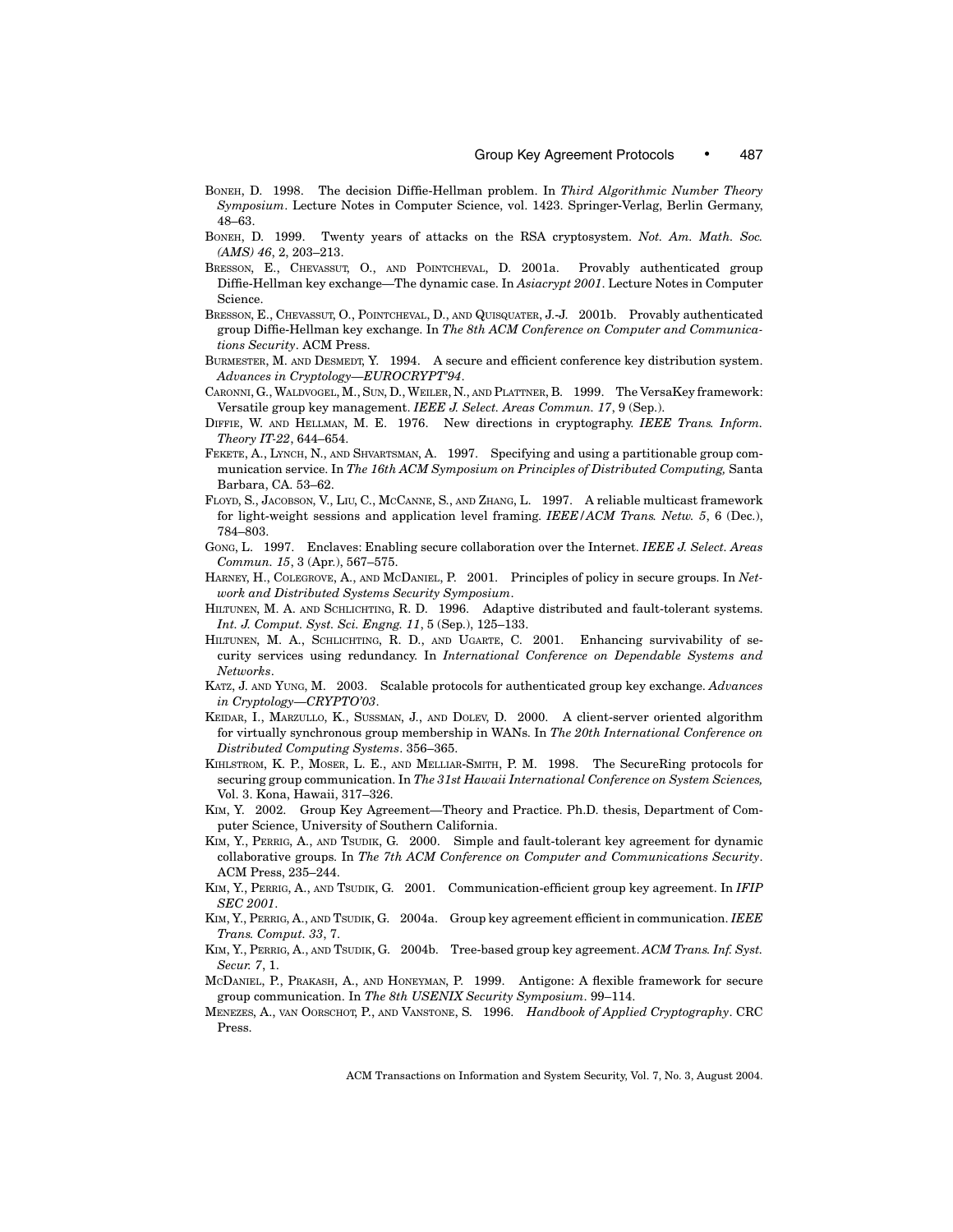Boneh, D. 1998. The decision Diffie-Hellman problem. In *Third Algorithmic Number Theory Symposium*. Lecture Notes in Computer Science, vol. 1423. Springer-Verlag, Berlin Germany, 48–63.

Boneh, D. 1999. Twenty years of attacks on the RSA cryptosystem. *Not. Am. Math. Soc. (AMS) 46*, 2, 203–213.

Bresson, E., Chevassut, O., and Pointcheval, D. 2001a. Provably authenticated group Diffie-Hellman key exchange—The dynamic case. In *Asiacrypt 2001*. Lecture Notes in Computer Science.

Bresson, E., Chevassut, O., Pointcheval, D., and Quisquater, J.-J. 2001b. Provably authenticated group Diffie-Hellman key exchange. In *The 8th ACM Conference on Computer and Communications Security*. ACM Press.

Burmester, M. and Desmedt, Y. 1994. A secure and efficient conference key distribution system. *Advances in Cryptology—EUROCRYPT'94*.

Caronni, G., Waldvogel, M., Sun, D., Weiler, N., and Plattner, B. 1999. The VersaKey framework: Versatile group key management. *IEEE J. Select. Areas Commun. 17*, 9 (Sep.).

Diffie, W. and Hellman, M. E. 1976. New directions in cryptography. *IEEE Trans. Inform. Theory IT-22*, 644–654.

Fekete, A., Lynch, N., and Shvartsman, A. 1997. Specifying and using a partitionable group communication service. In *The 16th ACM Symposium on Principles of Distributed Computing,* Santa Barbara, CA. 53–62.

Floyd, S., Jacobson, V., Liu, C., McCanne, S., and Zhang, L. 1997. A reliable multicast framework for light-weight sessions and application level framing. *IEEE/ACM Trans. Netw. 5*, 6 (Dec.), 784–803.

Gong, L. 1997. Enclaves: Enabling secure collaboration over the Internet. *IEEE J. Select. Areas Commun. 15*, 3 (Apr.), 567–575.

Harney, H., Colegrove, A., and McDaniel, P. 2001. Principles of policy in secure groups. In *Network and Distributed Systems Security Symposium*.

Hiltunen, M. A. and Schlichting, R. D. 1996. Adaptive distributed and fault-tolerant systems. *Int. J. Comput. Syst. Sci. Engng. 11*, 5 (Sep.), 125–133.

Hiltunen, M. A., Schlichting, R. D., and Ugarte, C. 2001. Enhancing survivability of security services using redundancy. In *International Conference on Dependable Systems and Networks*.

Katz, J. and Yung, M. 2003. Scalable protocols for authenticated group key exchange. *Advances in Cryptology—CRYPTO'03*.

Keidar, I., Marzullo, K., Sussman, J., and Dolev, D. 2000. A client-server oriented algorithm for virtually synchronous group membership in WANs. In *The 20th International Conference on Distributed Computing Systems*. 356–365.

Kihlstrom, K. P., Moser, L. E., and Melliar-Smith, P. M. 1998. The SecureRing protocols for securing group communication. In *The 31st Hawaii International Conference on System Sciences,* Vol. 3. Kona, Hawaii, 317–326.

Kim, Y. 2002. Group Key Agreement—Theory and Practice. Ph.D. thesis, Department of Computer Science, University of Southern California.

Kim, Y., Perrig, A., and Tsudik, G. 2000. Simple and fault-tolerant key agreement for dynamic collaborative groups. In *The 7th ACM Conference on Computer and Communications Security*. ACM Press, 235–244.

Kim, Y., Perrig, A., and Tsudik, G. 2001. Communication-efficient group key agreement. In *IFIP SEC 2001*.

Kim, Y., Perrig, A., and Tsudik, G. 2004a. Group key agreement efficient in communication. *IEEE Trans. Comput. 33*, 7.

Kim, Y., Perrig, A., and Tsudik, G. 2004b. Tree-based group key agreement. *ACM Trans. Inf. Syst. Secur. 7*, 1.

McDaniel, P., Prakash, A., and Honeyman, P. 1999. Antigone: A flexible framework for secure group communication. In *The 8th USENIX Security Symposium*. 99–114.

Menezes, A., van Oorschot, P., and Vanstone, S. 1996. *Handbook of Applied Cryptography*. CRC Press.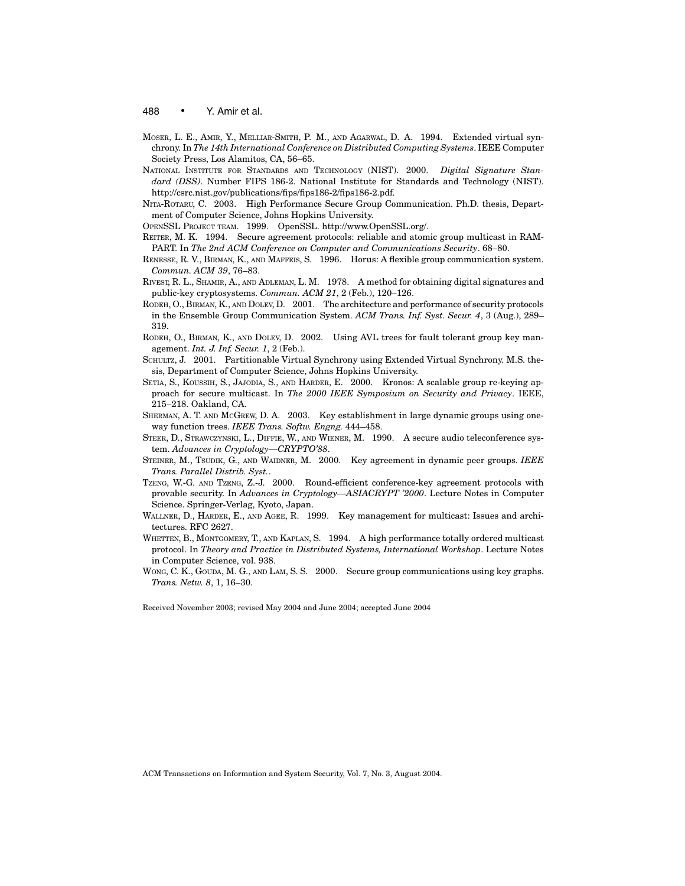MOSER, L. E., AMIR, Y., MELLIAR-SMITH, P. M., AND AGARWAL, D. A. 1994. Extended virtual synchrony. In *The 14th International Conference on Distributed Computing Systems*. IEEE Computer Society Press, Los Alamitos, CA, 56–65.

NATIONAL INSTITUTE FOR STANDARDS AND TECHNOLOGY (NIST). 2000. *Digital Signature Standard (DSS)*. Number FIPS 186-2. National Institute for Standards and Technology (NIST). http://csrc.nist.gov/publications/fips/fips186-2/fips186-2.pdf.

NITA-ROTARU, C. 2003. High Performance Secure Group Communication. Ph.D. thesis, Department of Computer Science, Johns Hopkins University.

OPENSSL PROJECT TEAM. 1999. OpenSSL. http://www.OpenSSL.org/.

REITER, M. K. 1994. Secure agreement protocols: reliable and atomic group multicast in RAMPART. In *The 2nd ACM Conference on Computer and Communications Security*. 68–80.

RENESSE, R. V., BIRMAN, K., AND MAFFEIS, S. 1996. Horus: A flexible group communication system. *Commun. ACM 39*, 76–83.

RIVEST, R. L., SHAMIR, A., AND ADLEMAN, L. M. 1978. A method for obtaining digital signatures and public-key cryptosystems. *Commun. ACM 21*, 2 (Feb.), 120–126.

RODEH, O., BIRMAN, K., AND DOLEV, D. 2001. The architecture and performance of security protocols in the Ensemble Group Communication System. *ACM Trans. Inf. Syst. Secur. 4*, 3 (Aug.), 289–319.

RODEH, O., BIRMAN, K., AND DOLEV, D. 2002. Using AVL trees for fault tolerant group key management. *Int. J. Inf. Secur. 1*, 2 (Feb.).

SCHULTZ, J. 2001. Partitionable Virtual Synchrony using Extended Virtual Synchrony. M.S. thesis, Department of Computer Science, Johns Hopkins University.

SETIA, S., KOUSSIH, S., JAJODIA, S., AND HARDER, E. 2000. Kronos: A scalable group re-keying approach for secure multicast. In *The 2000 IEEE Symposium on Security and Privacy*. IEEE, 215–218. Oakland, CA.

SHERMAN, A. T. AND MCGREW, D. A. 2003. Key establishment in large dynamic groups using one-way function trees. *IEEE Trans. Softw. Engng.* 444–458.

STEER, D., STRAWCZYNSKI, L., DIFFIE, W., AND WIENER, M. 1990. A secure audio teleconference system. *Advances in Cryptology—CRYPTO'88*.

STEINER, M., TSUDIK, G., AND WAIDNER, M. 2000. Key agreement in dynamic peer groups. *IEEE Trans. Parallel Distrib. Syst.*.

TZENG, W.-G. AND TZENG, Z.-J. 2000. Round-efficient conference-key agreement protocols with provable security. In *Advances in Cryptology—ASIACRYPT '2000*. Lecture Notes in Computer Science. Springer-Verlag, Kyoto, Japan.

WALLNER, D., HARDER, E., AND AGEE, R. 1999. Key management for multicast: Issues and architectures. RFC 2627.

WHETTEN, B., MONTGOMERY, T., AND KAPLAN, S. 1994. A high performance totally ordered multicast protocol. In *Theory and Practice in Distributed Systems, International Workshop*. Lecture Notes in Computer Science, vol. 938.

WONG, C. K., GOUDA, M. G., AND LAM, S. S. 2000. Secure group communications using key graphs. *Trans. Netw. 8*, 1, 16–30.

Received November 2003; revised May 2004 and June 2004; accepted June 2004